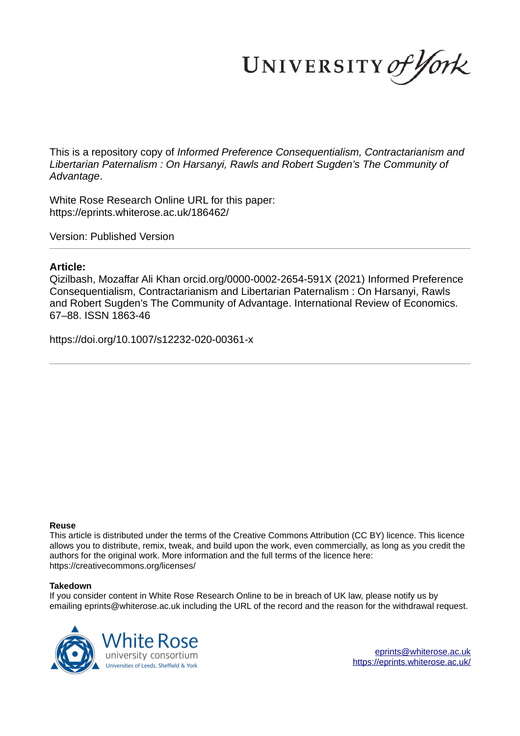This is a repository copy of *Informed Preference Consequentialism, Contractarianism and Libertarian Paternalism : On Harsanyi, Rawls and Robert Sugden's The Community of Advantage*.

White Rose Research Online URL for this paper:
https://eprints.whiterose.ac.uk/186462/

Version: Published Version

**Article:**

Qizilbash, Mozaffar Ali Khan orcid.org/0000-0002-2654-591X (2021) Informed Preference Consequentialism, Contractarianism and Libertarian Paternalism : On Harsanyi, Rawls and Robert Sugden's The Community of Advantage. International Review of Economics. 67–88. ISSN 1863-46

https://doi.org/10.1007/s12232-020-00361-x

---

**Reuse**

This article is distributed under the terms of the Creative Commons Attribution (CC BY) licence. This licence allows you to distribute, remix, tweak, and build upon the work, even commercially, as long as you credit the authors for the original work. More information and the full terms of the licence here: https://creativecommons.org/licenses/

**Takedown**

If you consider content in White Rose Research Online to be in breach of UK law, please notify us by emailing eprints@whiterose.ac.uk including the URL of the record and the reason for the withdrawal request.

eprints@whiterose.ac.uk
https://eprints.whiterose.ac.uk/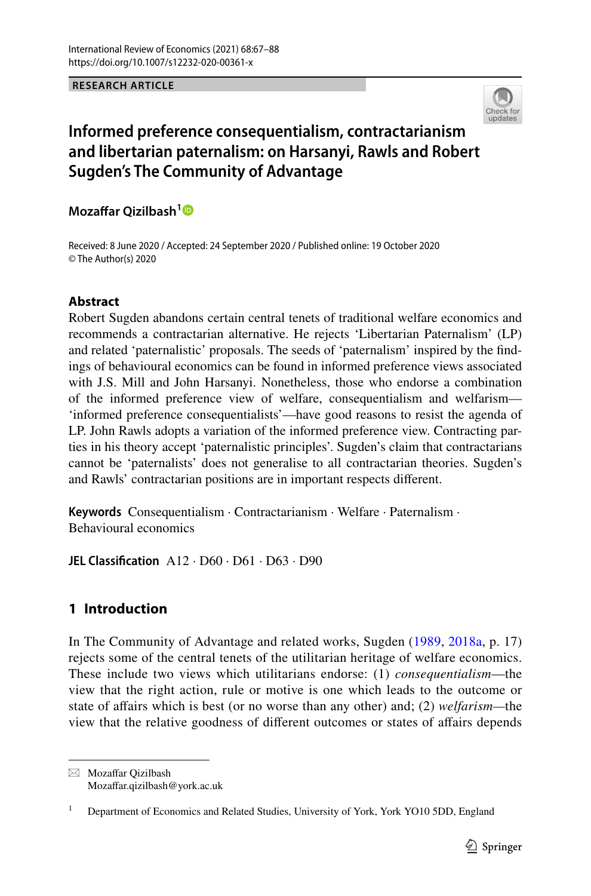# Informed preference consequentialism, contractarianism and libertarian paternalism: on Harsanyi, Rawls and Robert Sugden's The Community of Advantage

**Mozaffar Qizilbash**[1]

Received: 8 June 2020 / Accepted: 24 September 2020 / Published online: 19 October 2020
© The Author(s) 2020

## Abstract

Robert Sugden abandons certain central tenets of traditional welfare economics and recommends a contractarian alternative. He rejects 'Libertarian Paternalism' (LP) and related 'paternalistic' proposals. The seeds of 'paternalism' inspired by the findings of behavioural economics can be found in informed preference views associated with J.S. Mill and John Harsanyi. Nonetheless, those who endorse a combination of the informed preference view of welfare, consequentialism and welfarism—'informed preference consequentialists'—have good reasons to resist the agenda of LP. John Rawls adopts a variation of the informed preference view. Contracting parties in his theory accept 'paternalistic principles'. Sugden's claim that contractarians cannot be 'paternalists' does not generalise to all contractarian theories. Sugden's and Rawls' contractarian positions are in important respects different.

**Keywords** Consequentialism · Contractarianism · Welfare · Paternalism · Behavioural economics

**JEL Classification** A12 · D60 · D61 · D63 · D90

## 1 Introduction

In The Community of Advantage and related works, Sugden (1989, 2018a, p. 17) rejects some of the central tenets of the utilitarian heritage of welfare economics. These include two views which utilitarians endorse: (1) *consequentialism*—the view that the right action, rule or motive is one which leads to the outcome or state of affairs which is best (or no worse than any other) and; (2) *welfarism*—the view that the relative goodness of different outcomes or states of affairs depends

---

✉ Mozaffar Qizilbash
Mozaffar.qizilbash@york.ac.uk

[1] Department of Economics and Related Studies, University of York, York YO10 5DD, England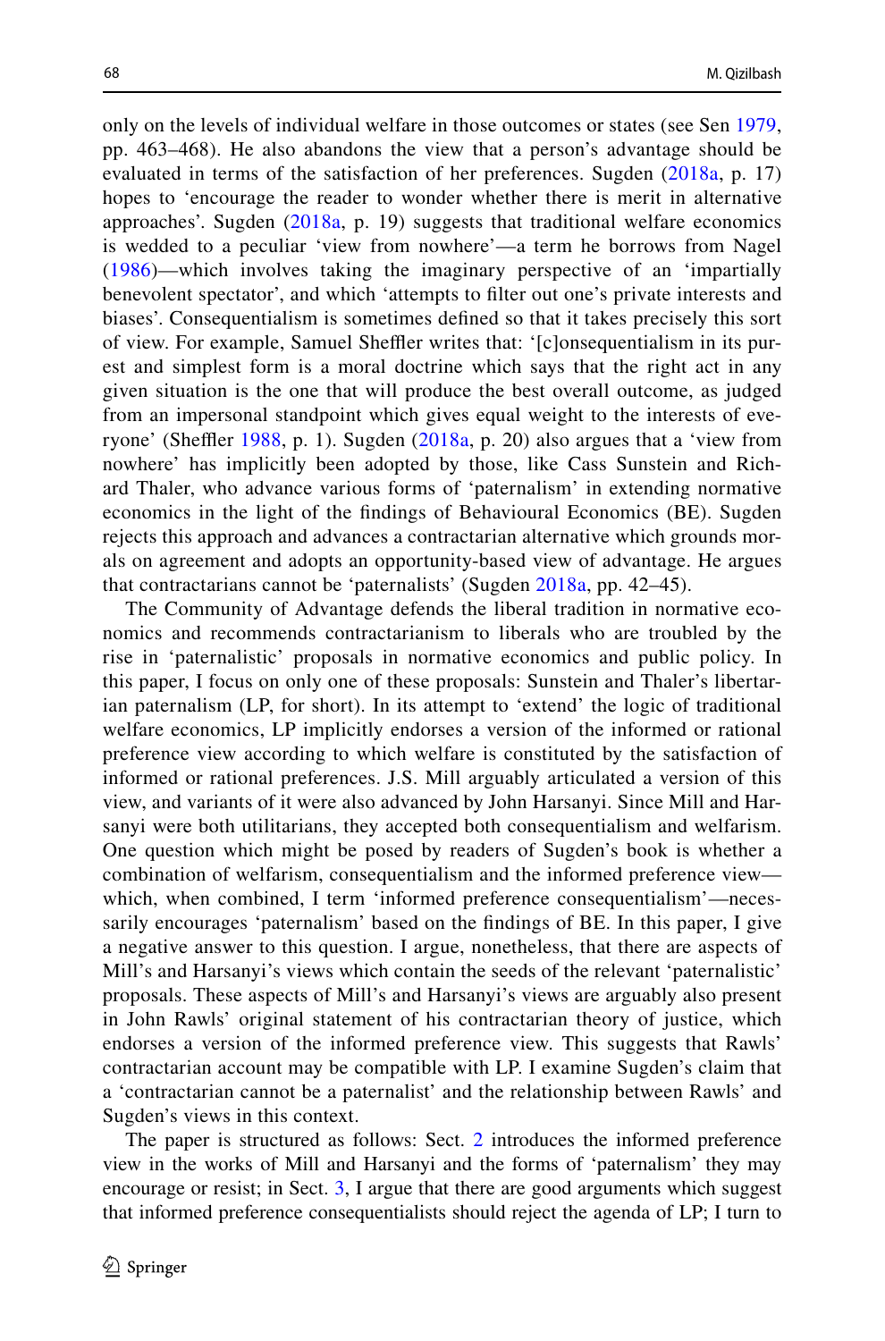only on the levels of individual welfare in those outcomes or states (see Sen 1979, pp. 463–468). He also abandons the view that a person's advantage should be evaluated in terms of the satisfaction of her preferences. Sugden (2018a, p. 17) hopes to 'encourage the reader to wonder whether there is merit in alternative approaches'. Sugden (2018a, p. 19) suggests that traditional welfare economics is wedded to a peculiar 'view from nowhere'—a term he borrows from Nagel (1986)—which involves taking the imaginary perspective of an 'impartially benevolent spectator', and which 'attempts to filter out one's private interests and biases'. Consequentialism is sometimes defined so that it takes precisely this sort of view. For example, Samuel Sheffler writes that: '[c]onsequentialism in its purest and simplest form is a moral doctrine which says that the right act in any given situation is the one that will produce the best overall outcome, as judged from an impersonal standpoint which gives equal weight to the interests of everyone' (Sheffler 1988, p. 1). Sugden (2018a, p. 20) also argues that a 'view from nowhere' has implicitly been adopted by those, like Cass Sunstein and Richard Thaler, who advance various forms of 'paternalism' in extending normative economics in the light of the findings of Behavioural Economics (BE). Sugden rejects this approach and advances a contractarian alternative which grounds morals on agreement and adopts an opportunity-based view of advantage. He argues that contractarians cannot be 'paternalists' (Sugden 2018a, pp. 42–45).

The Community of Advantage defends the liberal tradition in normative economics and recommends contractarianism to liberals who are troubled by the rise in 'paternalistic' proposals in normative economics and public policy. In this paper, I focus on only one of these proposals: Sunstein and Thaler's libertarian paternalism (LP, for short). In its attempt to 'extend' the logic of traditional welfare economics, LP implicitly endorses a version of the informed or rational preference view according to which welfare is constituted by the satisfaction of informed or rational preferences. J.S. Mill arguably articulated a version of this view, and variants of it were also advanced by John Harsanyi. Since Mill and Harsanyi were both utilitarians, they accepted both consequentialism and welfarism. One question which might be posed by readers of Sugden's book is whether a combination of welfarism, consequentialism and the informed preference view—which, when combined, I term 'informed preference consequentialism'—necessarily encourages 'paternalism' based on the findings of BE. In this paper, I give a negative answer to this question. I argue, nonetheless, that there are aspects of Mill's and Harsanyi's views which contain the seeds of the relevant 'paternalistic' proposals. These aspects of Mill's and Harsanyi's views are arguably also present in John Rawls' original statement of his contractarian theory of justice, which endorses a version of the informed preference view. This suggests that Rawls' contractarian account may be compatible with LP. I examine Sugden's claim that a 'contractarian cannot be a paternalist' and the relationship between Rawls' and Sugden's views in this context.

The paper is structured as follows: Sect. 2 introduces the informed preference view in the works of Mill and Harsanyi and the forms of 'paternalism' they may encourage or resist; in Sect. 3, I argue that there are good arguments which suggest that informed preference consequentialists should reject the agenda of LP; I turn to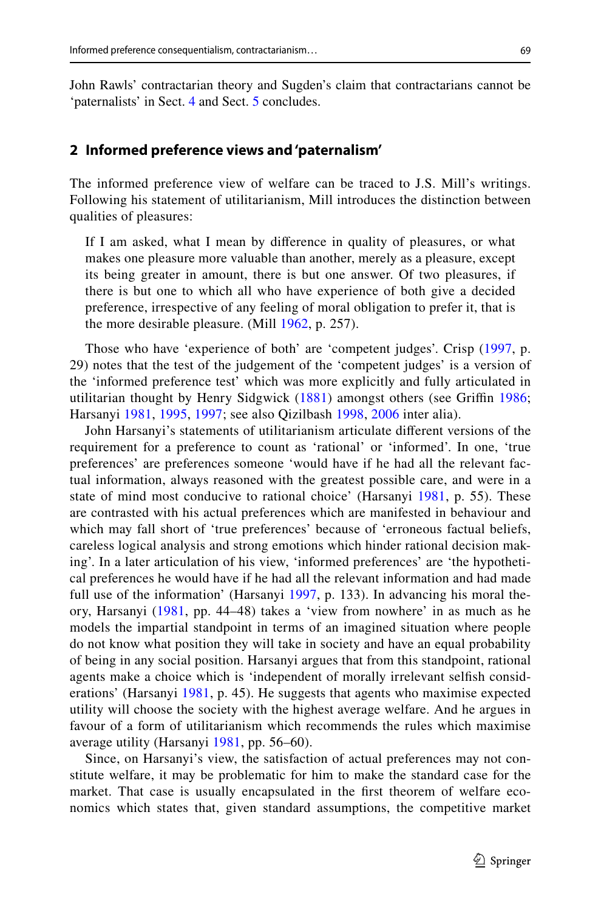John Rawls' contractarian theory and Sugden's claim that contractarians cannot be 'paternalists' in Sect. 4 and Sect. 5 concludes.

## 2 Informed preference views and 'paternalism'

The informed preference view of welfare can be traced to J.S. Mill's writings. Following his statement of utilitarianism, Mill introduces the distinction between qualities of pleasures:

> If I am asked, what I mean by difference in quality of pleasures, or what makes one pleasure more valuable than another, merely as a pleasure, except its being greater in amount, there is but one answer. Of two pleasures, if there is but one to which all who have experience of both give a decided preference, irrespective of any feeling of moral obligation to prefer it, that is the more desirable pleasure. (Mill 1962, p. 257).

Those who have 'experience of both' are 'competent judges'. Crisp (1997, p. 29) notes that the test of the judgement of the 'competent judges' is a version of the 'informed preference test' which was more explicitly and fully articulated in utilitarian thought by Henry Sidgwick (1881) amongst others (see Griffin 1986; Harsanyi 1981, 1995, 1997; see also Qizilbash 1998, 2006 inter alia).

John Harsanyi's statements of utilitarianism articulate different versions of the requirement for a preference to count as 'rational' or 'informed'. In one, 'true preferences' are preferences someone 'would have if he had all the relevant factual information, always reasoned with the greatest possible care, and were in a state of mind most conducive to rational choice' (Harsanyi 1981, p. 55). These are contrasted with his actual preferences which are manifested in behaviour and which may fall short of 'true preferences' because of 'erroneous factual beliefs, careless logical analysis and strong emotions which hinder rational decision making'. In a later articulation of his view, 'informed preferences' are 'the hypothetical preferences he would have if he had all the relevant information and had made full use of the information' (Harsanyi 1997, p. 133). In advancing his moral theory, Harsanyi (1981, pp. 44–48) takes a 'view from nowhere' in as much as he models the impartial standpoint in terms of an imagined situation where people do not know what position they will take in society and have an equal probability of being in any social position. Harsanyi argues that from this standpoint, rational agents make a choice which is 'independent of morally irrelevant selfish considerations' (Harsanyi 1981, p. 45). He suggests that agents who maximise expected utility will choose the society with the highest average welfare. And he argues in favour of a form of utilitarianism which recommends the rules which maximise average utility (Harsanyi 1981, pp. 56–60).

Since, on Harsanyi's view, the satisfaction of actual preferences may not constitute welfare, it may be problematic for him to make the standard case for the market. That case is usually encapsulated in the first theorem of welfare economics which states that, given standard assumptions, the competitive market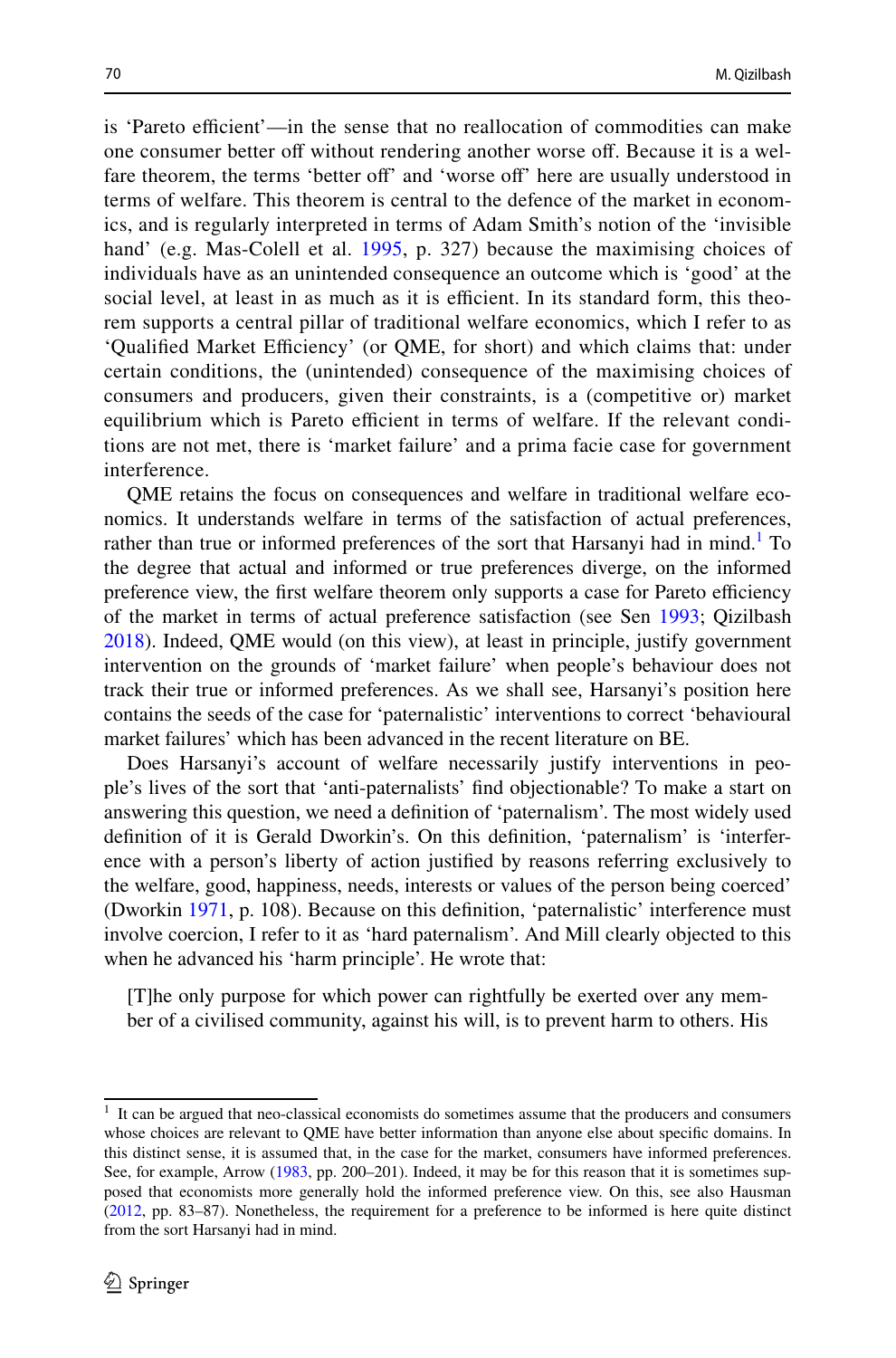is 'Pareto efficient'—in the sense that no reallocation of commodities can make one consumer better off without rendering another worse off. Because it is a welfare theorem, the terms 'better off' and 'worse off' here are usually understood in terms of welfare. This theorem is central to the defence of the market in economics, and is regularly interpreted in terms of Adam Smith's notion of the 'invisible hand' (e.g. Mas-Colell et al. 1995, p. 327) because the maximising choices of individuals have as an unintended consequence an outcome which is 'good' at the social level, at least in as much as it is efficient. In its standard form, this theorem supports a central pillar of traditional welfare economics, which I refer to as 'Qualified Market Efficiency' (or QME, for short) and which claims that: under certain conditions, the (unintended) consequence of the maximising choices of consumers and producers, given their constraints, is a (competitive or) market equilibrium which is Pareto efficient in terms of welfare. If the relevant conditions are not met, there is 'market failure' and a prima facie case for government interference.

QME retains the focus on consequences and welfare in traditional welfare economics. It understands welfare in terms of the satisfaction of actual preferences, rather than true or informed preferences of the sort that Harsanyi had in mind.[1] To the degree that actual and informed or true preferences diverge, on the informed preference view, the first welfare theorem only supports a case for Pareto efficiency of the market in terms of actual preference satisfaction (see Sen 1993; Qizilbash 2018). Indeed, QME would (on this view), at least in principle, justify government intervention on the grounds of 'market failure' when people's behaviour does not track their true or informed preferences. As we shall see, Harsanyi's position here contains the seeds of the case for 'paternalistic' interventions to correct 'behavioural market failures' which has been advanced in the recent literature on BE.

Does Harsanyi's account of welfare necessarily justify interventions in people's lives of the sort that 'anti-paternalists' find objectionable? To make a start on answering this question, we need a definition of 'paternalism'. The most widely used definition of it is Gerald Dworkin's. On this definition, 'paternalism' is 'interference with a person's liberty of action justified by reasons referring exclusively to the welfare, good, happiness, needs, interests or values of the person being coerced' (Dworkin 1971, p. 108). Because on this definition, 'paternalistic' interference must involve coercion, I refer to it as 'hard paternalism'. And Mill clearly objected to this when he advanced his 'harm principle'. He wrote that:

> [T]he only purpose for which power can rightfully be exerted over any member of a civilised community, against his will, is to prevent harm to others. His

[1] It can be argued that neo-classical economists do sometimes assume that the producers and consumers whose choices are relevant to QME have better information than anyone else about specific domains. In this distinct sense, it is assumed that, in the case for the market, consumers have informed preferences. See, for example, Arrow (1983, pp. 200–201). Indeed, it may be for this reason that it is sometimes supposed that economists more generally hold the informed preference view. On this, see also Hausman (2012, pp. 83–87). Nonetheless, the requirement for a preference to be informed is here quite distinct from the sort Harsanyi had in mind.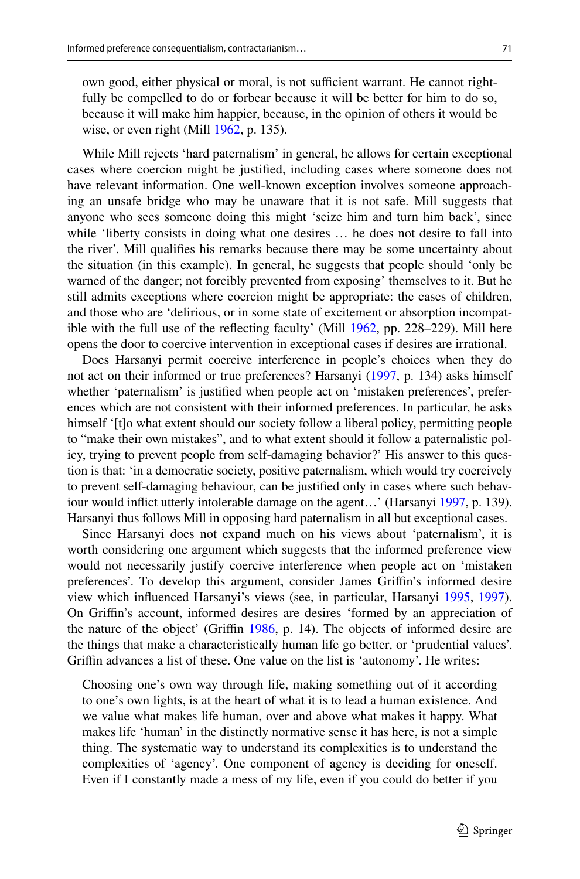own good, either physical or moral, is not sufficient warrant. He cannot rightfully be compelled to do or forbear because it will be better for him to do so, because it will make him happier, because, in the opinion of others it would be wise, or even right (Mill 1962, p. 135).

While Mill rejects 'hard paternalism' in general, he allows for certain exceptional cases where coercion might be justified, including cases where someone does not have relevant information. One well-known exception involves someone approaching an unsafe bridge who may be unaware that it is not safe. Mill suggests that anyone who sees someone doing this might 'seize him and turn him back', since while 'liberty consists in doing what one desires … he does not desire to fall into the river'. Mill qualifies his remarks because there may be some uncertainty about the situation (in this example). In general, he suggests that people should 'only be warned of the danger; not forcibly prevented from exposing' themselves to it. But he still admits exceptions where coercion might be appropriate: the cases of children, and those who are 'delirious, or in some state of excitement or absorption incompatible with the full use of the reflecting faculty' (Mill 1962, pp. 228–229). Mill here opens the door to coercive intervention in exceptional cases if desires are irrational.

Does Harsanyi permit coercive interference in people's choices when they do not act on their informed or true preferences? Harsanyi (1997, p. 134) asks himself whether 'paternalism' is justified when people act on 'mistaken preferences', preferences which are not consistent with their informed preferences. In particular, he asks himself '[t]o what extent should our society follow a liberal policy, permitting people to "make their own mistakes", and to what extent should it follow a paternalistic policy, trying to prevent people from self-damaging behavior?' His answer to this question is that: 'in a democratic society, positive paternalism, which would try coercively to prevent self-damaging behaviour, can be justified only in cases where such behaviour would inflict utterly intolerable damage on the agent…' (Harsanyi 1997, p. 139). Harsanyi thus follows Mill in opposing hard paternalism in all but exceptional cases.

Since Harsanyi does not expand much on his views about 'paternalism', it is worth considering one argument which suggests that the informed preference view would not necessarily justify coercive interference when people act on 'mistaken preferences'. To develop this argument, consider James Griffin's informed desire view which influenced Harsanyi's views (see, in particular, Harsanyi 1995, 1997). On Griffin's account, informed desires are desires 'formed by an appreciation of the nature of the object' (Griffin 1986, p. 14). The objects of informed desire are the things that make a characteristically human life go better, or 'prudential values'. Griffin advances a list of these. One value on the list is 'autonomy'. He writes:

> Choosing one's own way through life, making something out of it according to one's own lights, is at the heart of what it is to lead a human existence. And we value what makes life human, over and above what makes it happy. What makes life 'human' in the distinctly normative sense it has here, is not a simple thing. The systematic way to understand its complexities is to understand the complexities of 'agency'. One component of agency is deciding for oneself. Even if I constantly made a mess of my life, even if you could do better if you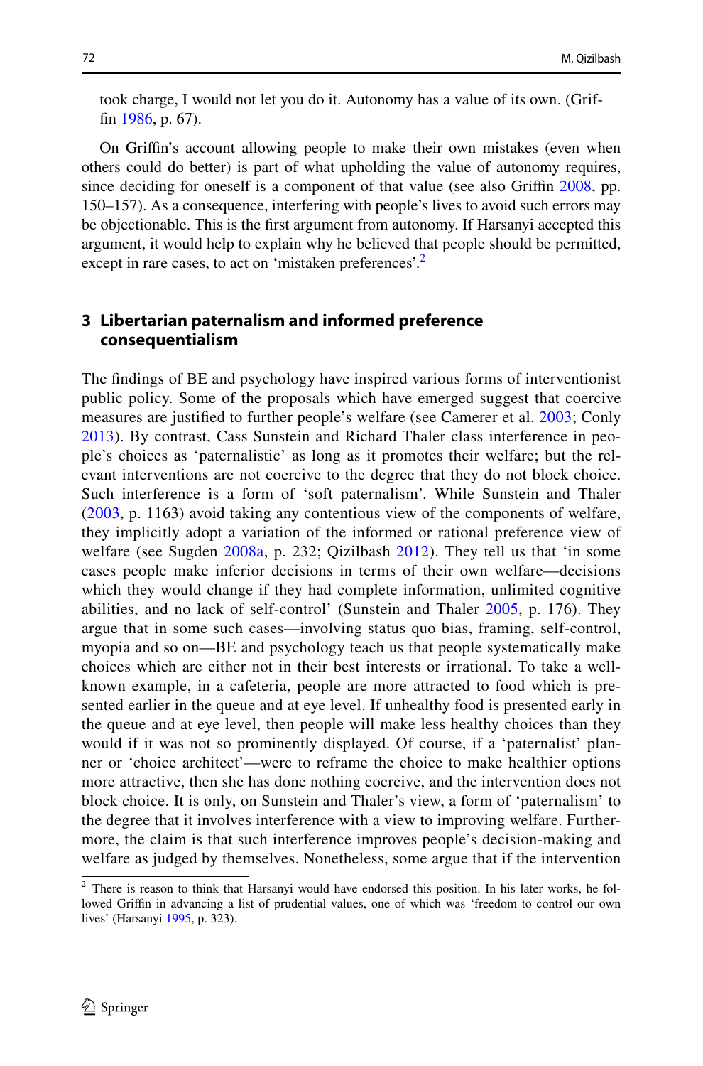took charge, I would not let you do it. Autonomy has a value of its own. (Griffin 1986, p. 67).

On Griffin's account allowing people to make their own mistakes (even when others could do better) is part of what upholding the value of autonomy requires, since deciding for oneself is a component of that value (see also Griffin 2008, pp. 150–157). As a consequence, interfering with people's lives to avoid such errors may be objectionable. This is the first argument from autonomy. If Harsanyi accepted this argument, it would help to explain why he believed that people should be permitted, except in rare cases, to act on 'mistaken preferences'.[2]

## 3 Libertarian paternalism and informed preference consequentialism

The findings of BE and psychology have inspired various forms of interventionist public policy. Some of the proposals which have emerged suggest that coercive measures are justified to further people's welfare (see Camerer et al. 2003; Conly 2013). By contrast, Cass Sunstein and Richard Thaler class interference in people's choices as 'paternalistic' as long as it promotes their welfare; but the relevant interventions are not coercive to the degree that they do not block choice. Such interference is a form of 'soft paternalism'. While Sunstein and Thaler (2003, p. 1163) avoid taking any contentious view of the components of welfare, they implicitly adopt a variation of the informed or rational preference view of welfare (see Sugden 2008a, p. 232; Qizilbash 2012). They tell us that 'in some cases people make inferior decisions in terms of their own welfare—decisions which they would change if they had complete information, unlimited cognitive abilities, and no lack of self-control' (Sunstein and Thaler 2005, p. 176). They argue that in some such cases—involving status quo bias, framing, self-control, myopia and so on—BE and psychology teach us that people systematically make choices which are either not in their best interests or irrational. To take a well-known example, in a cafeteria, people are more attracted to food which is presented earlier in the queue and at eye level. If unhealthy food is presented early in the queue and at eye level, then people will make less healthy choices than they would if it was not so prominently displayed. Of course, if a 'paternalist' planner or 'choice architect'—were to reframe the choice to make healthier options more attractive, then she has done nothing coercive, and the intervention does not block choice. It is only, on Sunstein and Thaler's view, a form of 'paternalism' to the degree that it involves interference with a view to improving welfare. Furthermore, the claim is that such interference improves people's decision-making and welfare as judged by themselves. Nonetheless, some argue that if the intervention

[2] There is reason to think that Harsanyi would have endorsed this position. In his later works, he followed Griffin in advancing a list of prudential values, one of which was 'freedom to control our own lives' (Harsanyi 1995, p. 323).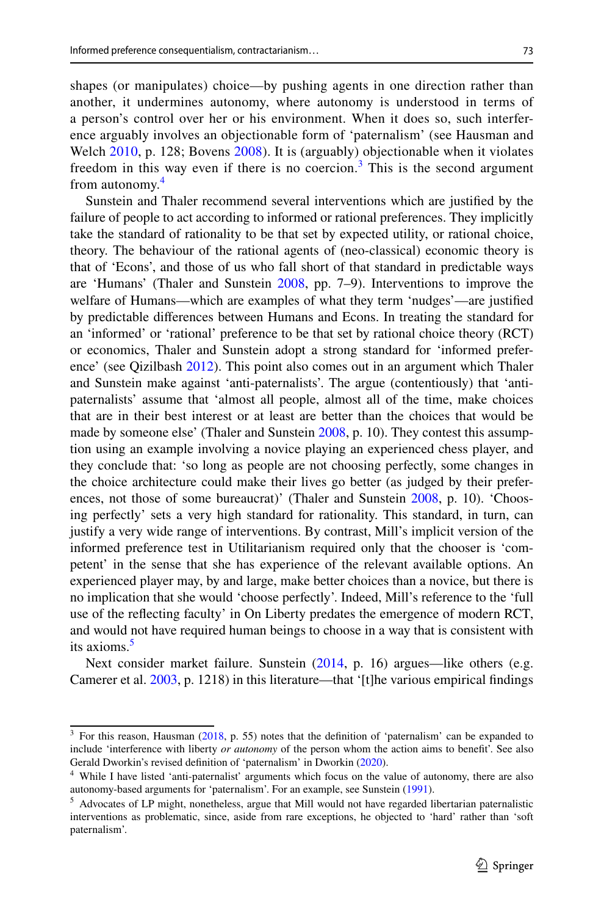shapes (or manipulates) choice—by pushing agents in one direction rather than another, it undermines autonomy, where autonomy is understood in terms of a person's control over her or his environment. When it does so, such interference arguably involves an objectionable form of 'paternalism' (see Hausman and Welch 2010, p. 128; Bovens 2008). It is (arguably) objectionable when it violates freedom in this way even if there is no coercion.[3] This is the second argument from autonomy.[4]

Sunstein and Thaler recommend several interventions which are justified by the failure of people to act according to informed or rational preferences. They implicitly take the standard of rationality to be that set by expected utility, or rational choice, theory. The behaviour of the rational agents of (neo-classical) economic theory is that of 'Econs', and those of us who fall short of that standard in predictable ways are 'Humans' (Thaler and Sunstein 2008, pp. 7–9). Interventions to improve the welfare of Humans—which are examples of what they term 'nudges'—are justified by predictable differences between Humans and Econs. In treating the standard for an 'informed' or 'rational' preference to be that set by rational choice theory (RCT) or economics, Thaler and Sunstein adopt a strong standard for 'informed preference' (see Qizilbash 2012). This point also comes out in an argument which Thaler and Sunstein make against 'anti-paternalists'. The argue (contentiously) that 'anti-paternalists' assume that 'almost all people, almost all of the time, make choices that are in their best interest or at least are better than the choices that would be made by someone else' (Thaler and Sunstein 2008, p. 10). They contest this assumption using an example involving a novice playing an experienced chess player, and they conclude that: 'so long as people are not choosing perfectly, some changes in the choice architecture could make their lives go better (as judged by their preferences, not those of some bureaucrat)' (Thaler and Sunstein 2008, p. 10). 'Choosing perfectly' sets a very high standard for rationality. This standard, in turn, can justify a very wide range of interventions. By contrast, Mill's implicit version of the informed preference test in Utilitarianism required only that the chooser is 'competent' in the sense that she has experience of the relevant available options. An experienced player may, by and large, make better choices than a novice, but there is no implication that she would 'choose perfectly'. Indeed, Mill's reference to the 'full use of the reflecting faculty' in On Liberty predates the emergence of modern RCT, and would not have required human beings to choose in a way that is consistent with its axioms.[5]

Next consider market failure. Sunstein (2014, p. 16) argues—like others (e.g. Camerer et al. 2003, p. 1218) in this literature—that '[t]he various empirical findings

---

[3] For this reason, Hausman (2018, p. 55) notes that the definition of 'paternalism' can be expanded to include 'interference with liberty *or autonomy* of the person whom the action aims to benefit'. See also Gerald Dworkin's revised definition of 'paternalism' in Dworkin (2020).

[4] While I have listed 'anti-paternalist' arguments which focus on the value of autonomy, there are also autonomy-based arguments for 'paternalism'. For an example, see Sunstein (1991).

[5] Advocates of LP might, nonetheless, argue that Mill would not have regarded libertarian paternalistic interventions as problematic, since, aside from rare exceptions, he objected to 'hard' rather than 'soft paternalism'.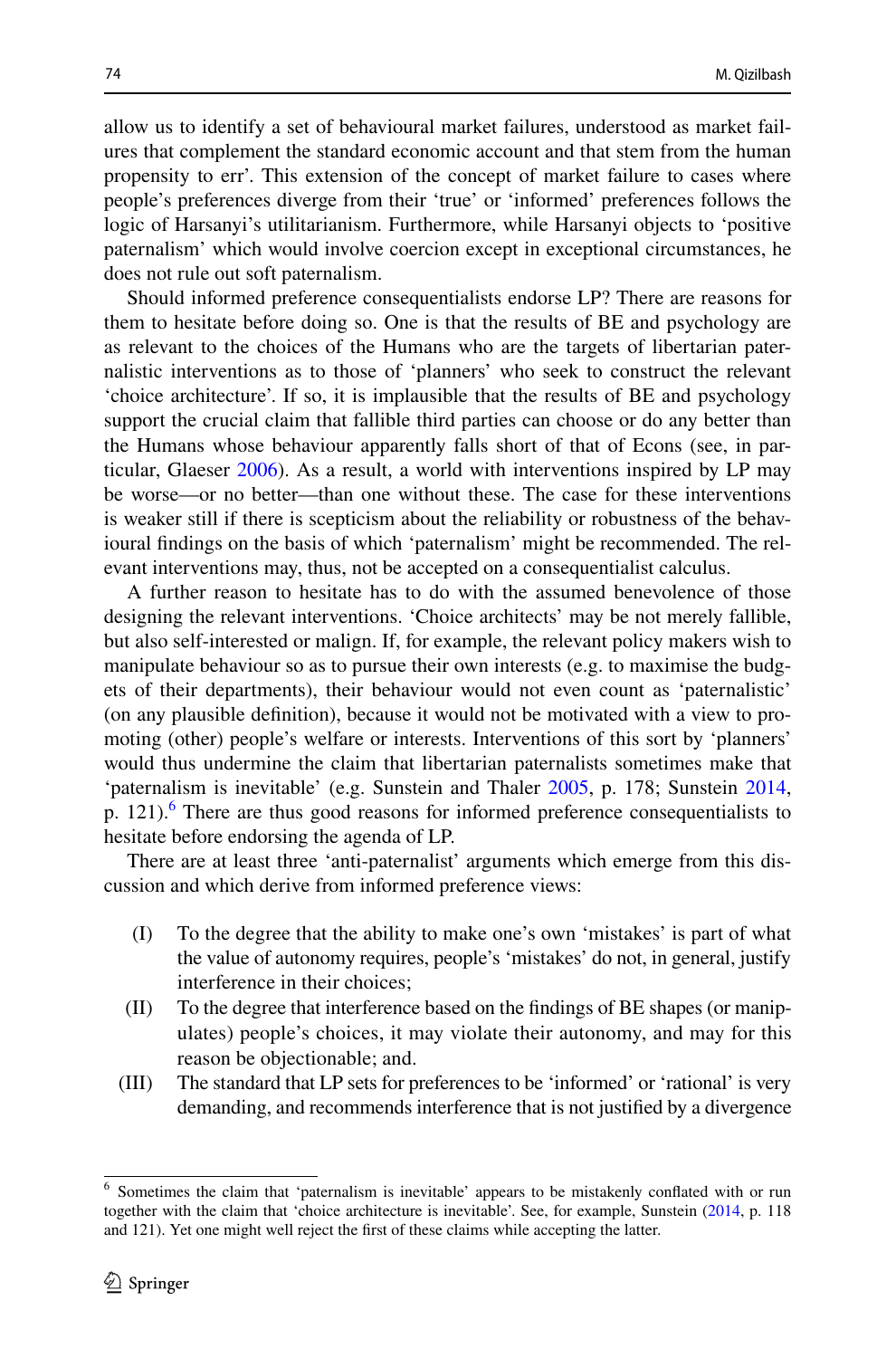allow us to identify a set of behavioural market failures, understood as market failures that complement the standard economic account and that stem from the human propensity to err'. This extension of the concept of market failure to cases where people's preferences diverge from their 'true' or 'informed' preferences follows the logic of Harsanyi's utilitarianism. Furthermore, while Harsanyi objects to 'positive paternalism' which would involve coercion except in exceptional circumstances, he does not rule out soft paternalism.

Should informed preference consequentialists endorse LP? There are reasons for them to hesitate before doing so. One is that the results of BE and psychology are as relevant to the choices of the Humans who are the targets of libertarian paternalistic interventions as to those of 'planners' who seek to construct the relevant 'choice architecture'. If so, it is implausible that the results of BE and psychology support the crucial claim that fallible third parties can choose or do any better than the Humans whose behaviour apparently falls short of that of Econs (see, in particular, Glaeser 2006). As a result, a world with interventions inspired by LP may be worse—or no better—than one without these. The case for these interventions is weaker still if there is scepticism about the reliability or robustness of the behavioural findings on the basis of which 'paternalism' might be recommended. The relevant interventions may, thus, not be accepted on a consequentialist calculus.

A further reason to hesitate has to do with the assumed benevolence of those designing the relevant interventions. 'Choice architects' may be not merely fallible, but also self-interested or malign. If, for example, the relevant policy makers wish to manipulate behaviour so as to pursue their own interests (e.g. to maximise the budgets of their departments), their behaviour would not even count as 'paternalistic' (on any plausible definition), because it would not be motivated with a view to promoting (other) people's welfare or interests. Interventions of this sort by 'planners' would thus undermine the claim that libertarian paternalists sometimes make that 'paternalism is inevitable' (e.g. Sunstein and Thaler 2005, p. 178; Sunstein 2014, p. 121).[6] There are thus good reasons for informed preference consequentialists to hesitate before endorsing the agenda of LP.

There are at least three 'anti-paternalist' arguments which emerge from this discussion and which derive from informed preference views:

(I) To the degree that the ability to make one's own 'mistakes' is part of what the value of autonomy requires, people's 'mistakes' do not, in general, justify interference in their choices;

(II) To the degree that interference based on the findings of BE shapes (or manipulates) people's choices, it may violate their autonomy, and may for this reason be objectionable; and.

(III) The standard that LP sets for preferences to be 'informed' or 'rational' is very demanding, and recommends interference that is not justified by a divergence

[6] Sometimes the claim that 'paternalism is inevitable' appears to be mistakenly conflated with or run together with the claim that 'choice architecture is inevitable'. See, for example, Sunstein (2014, p. 118 and 121). Yet one might well reject the first of these claims while accepting the latter.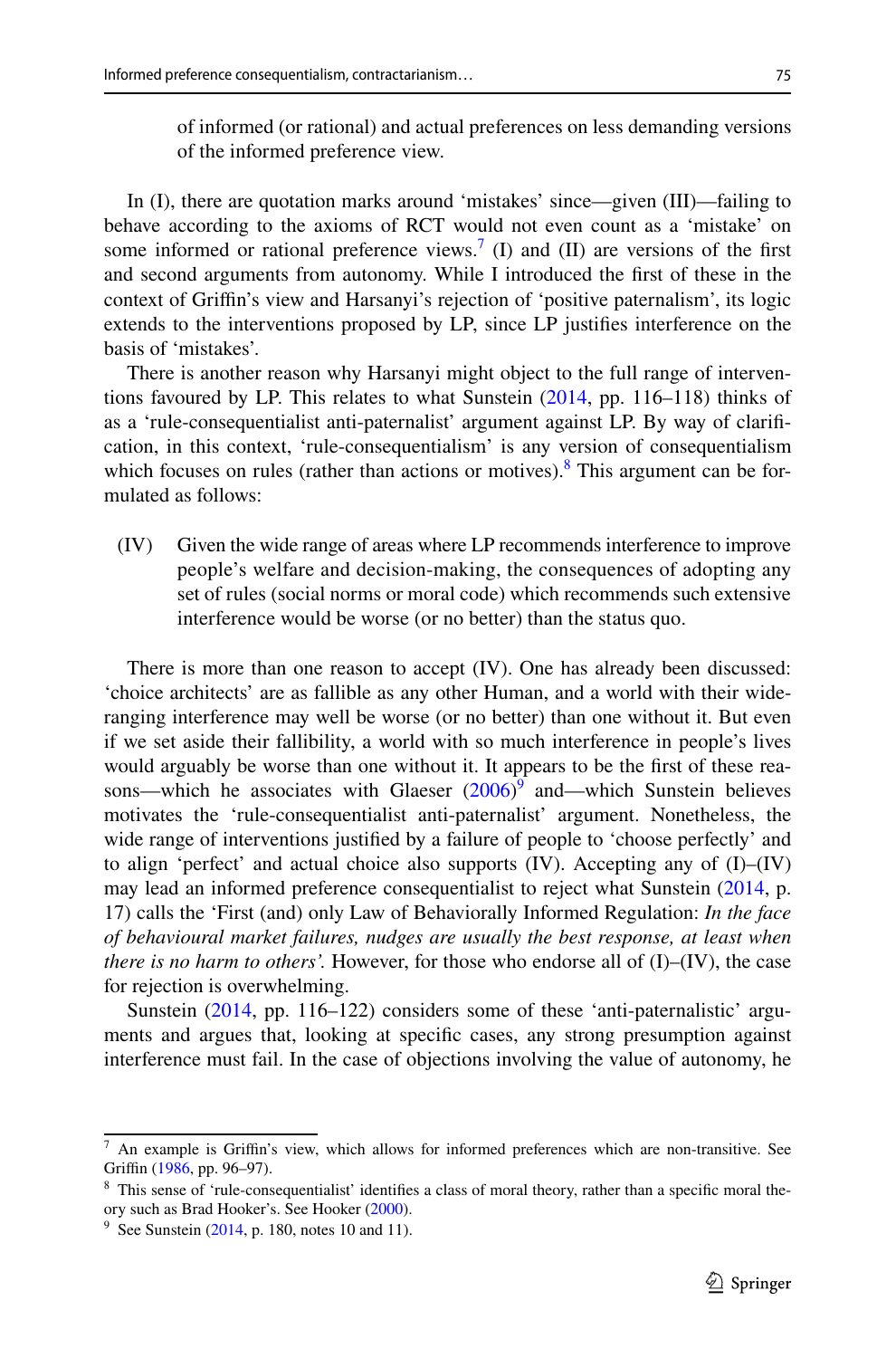of informed (or rational) and actual preferences on less demanding versions of the informed preference view.

In (I), there are quotation marks around 'mistakes' since—given (III)—failing to behave according to the axioms of RCT would not even count as a 'mistake' on some informed or rational preference views.[7] (I) and (II) are versions of the first and second arguments from autonomy. While I introduced the first of these in the context of Griffin's view and Harsanyi's rejection of 'positive paternalism', its logic extends to the interventions proposed by LP, since LP justifies interference on the basis of 'mistakes'.

There is another reason why Harsanyi might object to the full range of interventions favoured by LP. This relates to what Sunstein (2014, pp. 116–118) thinks of as a 'rule-consequentialist anti-paternalist' argument against LP. By way of clarification, in this context, 'rule-consequentialism' is any version of consequentialism which focuses on rules (rather than actions or motives).[8] This argument can be formulated as follows:

(IV) Given the wide range of areas where LP recommends interference to improve people's welfare and decision-making, the consequences of adopting any set of rules (social norms or moral code) which recommends such extensive interference would be worse (or no better) than the status quo.

There is more than one reason to accept (IV). One has already been discussed: 'choice architects' are as fallible as any other Human, and a world with their wide-ranging interference may well be worse (or no better) than one without it. But even if we set aside their fallibility, a world with so much interference in people's lives would arguably be worse than one without it. It appears to be the first of these reasons—which he associates with Glaeser (2006)[9] and—which Sunstein believes motivates the 'rule-consequentialist anti-paternalist' argument. Nonetheless, the wide range of interventions justified by a failure of people to 'choose perfectly' and to align 'perfect' and actual choice also supports (IV). Accepting any of (I)–(IV) may lead an informed preference consequentialist to reject what Sunstein (2014, p. 17) calls the 'First (and) only Law of Behaviorally Informed Regulation: *In the face of behavioural market failures, nudges are usually the best response, at least when there is no harm to others'.* However, for those who endorse all of (I)–(IV), the case for rejection is overwhelming.

Sunstein (2014, pp. 116–122) considers some of these 'anti-paternalistic' arguments and argues that, looking at specific cases, any strong presumption against interference must fail. In the case of objections involving the value of autonomy, he

---

[7] An example is Griffin's view, which allows for informed preferences which are non-transitive. See Griffin (1986, pp. 96–97).

[8] This sense of 'rule-consequentialist' identifies a class of moral theory, rather than a specific moral theory such as Brad Hooker's. See Hooker (2000).

[9] See Sunstein (2014, p. 180, notes 10 and 11).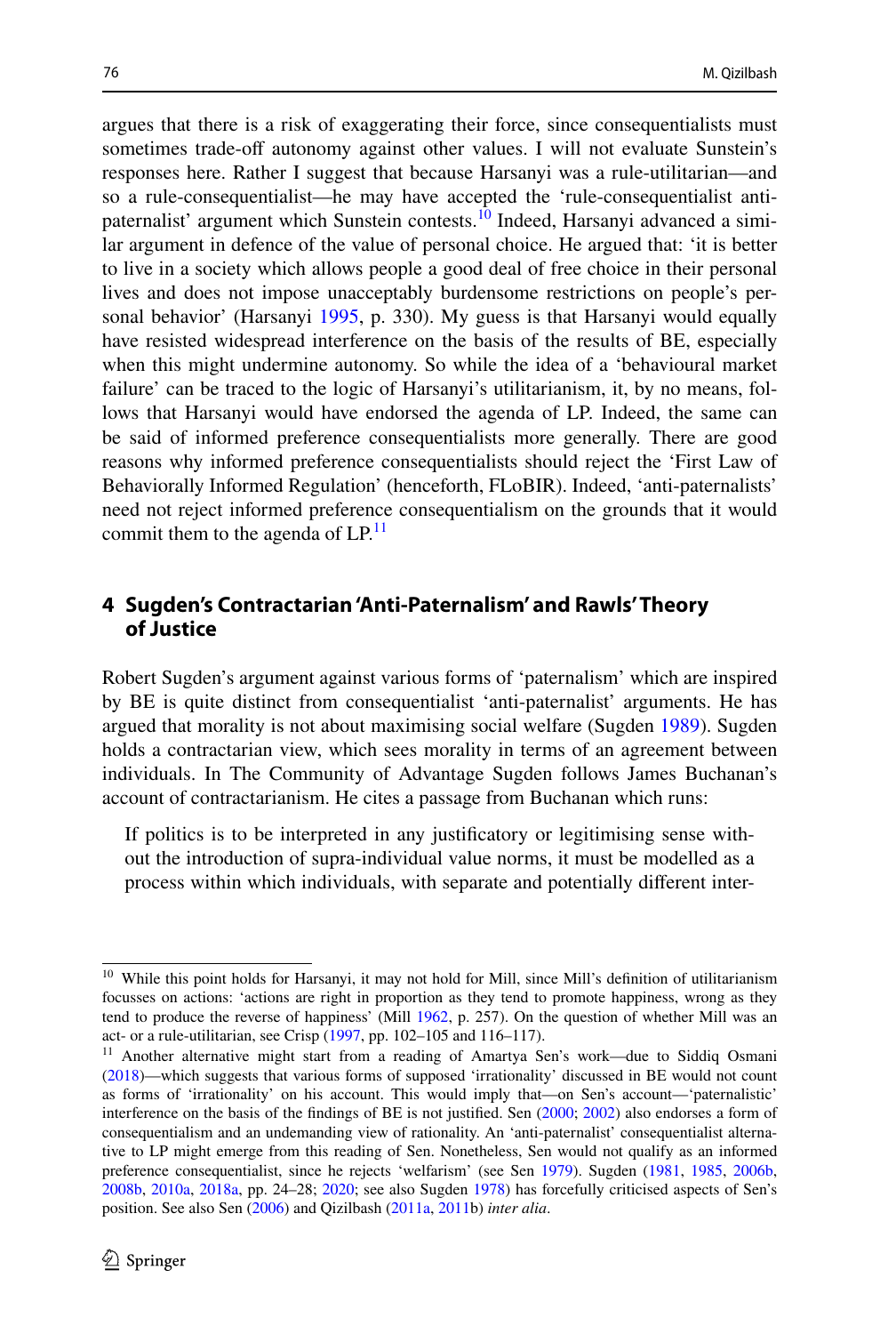argues that there is a risk of exaggerating their force, since consequentialists must sometimes trade-off autonomy against other values. I will not evaluate Sunstein's responses here. Rather I suggest that because Harsanyi was a rule-utilitarian—and so a rule-consequentialist—he may have accepted the 'rule-consequentialist anti-paternalist' argument which Sunstein contests.[10] Indeed, Harsanyi advanced a similar argument in defence of the value of personal choice. He argued that: 'it is better to live in a society which allows people a good deal of free choice in their personal lives and does not impose unacceptably burdensome restrictions on people's personal behavior' (Harsanyi 1995, p. 330). My guess is that Harsanyi would equally have resisted widespread interference on the basis of the results of BE, especially when this might undermine autonomy. So while the idea of a 'behavioural market failure' can be traced to the logic of Harsanyi's utilitarianism, it, by no means, follows that Harsanyi would have endorsed the agenda of LP. Indeed, the same can be said of informed preference consequentialists more generally. There are good reasons why informed preference consequentialists should reject the 'First Law of Behaviorally Informed Regulation' (henceforth, FLoBIR). Indeed, 'anti-paternalists' need not reject informed preference consequentialism on the grounds that it would commit them to the agenda of LP.[11]

## 4 Sugden's Contractarian 'Anti-Paternalism' and Rawls' Theory of Justice

Robert Sugden's argument against various forms of 'paternalism' which are inspired by BE is quite distinct from consequentialist 'anti-paternalist' arguments. He has argued that morality is not about maximising social welfare (Sugden 1989). Sugden holds a contractarian view, which sees morality in terms of an agreement between individuals. In The Community of Advantage Sugden follows James Buchanan's account of contractarianism. He cites a passage from Buchanan which runs:

> If politics is to be interpreted in any justificatory or legitimising sense without the introduction of supra-individual value norms, it must be modelled as a process within which individuals, with separate and potentially different inter-

---

[10] While this point holds for Harsanyi, it may not hold for Mill, since Mill's definition of utilitarianism focusses on actions: 'actions are right in proportion as they tend to promote happiness, wrong as they tend to produce the reverse of happiness' (Mill 1962, p. 257). On the question of whether Mill was an act- or a rule-utilitarian, see Crisp (1997, pp. 102–105 and 116–117).

[11] Another alternative might start from a reading of Amartya Sen's work—due to Siddiq Osmani (2018)—which suggests that various forms of supposed 'irrationality' discussed in BE would not count as forms of 'irrationality' on his account. This would imply that—on Sen's account—'paternalistic' interference on the basis of the findings of BE is not justified. Sen (2000; 2002) also endorses a form of consequentialism and an undemanding view of rationality. An 'anti-paternalist' consequentialist alternative to LP might emerge from this reading of Sen. Nonetheless, Sen would not qualify as an informed preference consequentialist, since he rejects 'welfarism' (see Sen 1979). Sugden (1981, 1985, 2006b, 2008b, 2010a, 2018a, pp. 24–28; 2020; see also Sugden 1978) has forcefully criticised aspects of Sen's position. See also Sen (2006) and Qizilbash (2011a, 2011b) *inter alia*.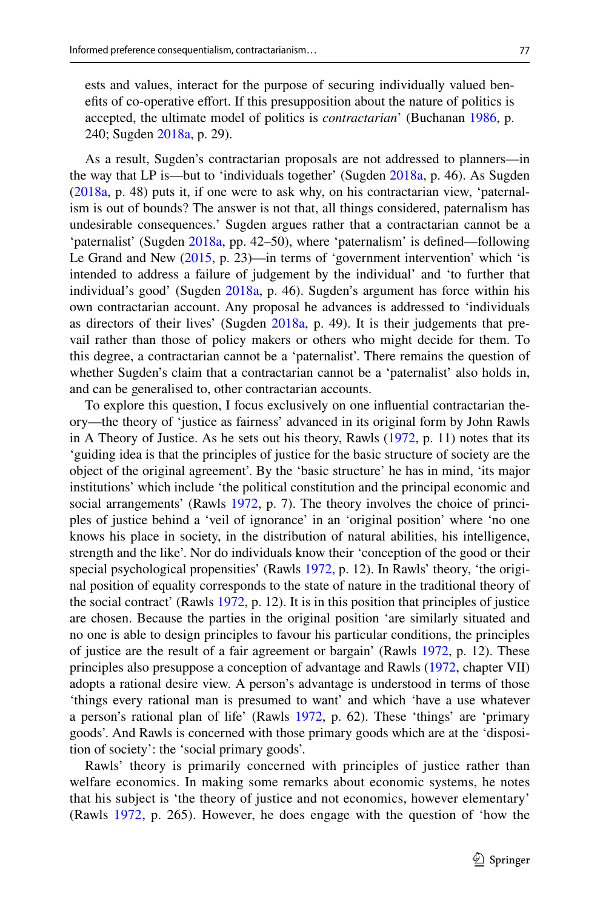ests and values, interact for the purpose of securing individually valued benefits of co-operative effort. If this presupposition about the nature of politics is accepted, the ultimate model of politics is *contractarian*' (Buchanan 1986, p. 240; Sugden 2018a, p. 29).

As a result, Sugden's contractarian proposals are not addressed to planners—in the way that LP is—but to 'individuals together' (Sugden 2018a, p. 46). As Sugden (2018a, p. 48) puts it, if one were to ask why, on his contractarian view, 'paternalism is out of bounds? The answer is not that, all things considered, paternalism has undesirable consequences.' Sugden argues rather that a contractarian cannot be a 'paternalist' (Sugden 2018a, pp. 42–50), where 'paternalism' is defined—following Le Grand and New (2015, p. 23)—in terms of 'government intervention' which 'is intended to address a failure of judgement by the individual' and 'to further that individual's good' (Sugden 2018a, p. 46). Sugden's argument has force within his own contractarian account. Any proposal he advances is addressed to 'individuals as directors of their lives' (Sugden 2018a, p. 49). It is their judgements that prevail rather than those of policy makers or others who might decide for them. To this degree, a contractarian cannot be a 'paternalist'. There remains the question of whether Sugden's claim that a contractarian cannot be a 'paternalist' also holds in, and can be generalised to, other contractarian accounts.

To explore this question, I focus exclusively on one influential contractarian theory—the theory of 'justice as fairness' advanced in its original form by John Rawls in A Theory of Justice. As he sets out his theory, Rawls (1972, p. 11) notes that its 'guiding idea is that the principles of justice for the basic structure of society are the object of the original agreement'. By the 'basic structure' he has in mind, 'its major institutions' which include 'the political constitution and the principal economic and social arrangements' (Rawls 1972, p. 7). The theory involves the choice of principles of justice behind a 'veil of ignorance' in an 'original position' where 'no one knows his place in society, in the distribution of natural abilities, his intelligence, strength and the like'. Nor do individuals know their 'conception of the good or their special psychological propensities' (Rawls 1972, p. 12). In Rawls' theory, 'the original position of equality corresponds to the state of nature in the traditional theory of the social contract' (Rawls 1972, p. 12). It is in this position that principles of justice are chosen. Because the parties in the original position 'are similarly situated and no one is able to design principles to favour his particular conditions, the principles of justice are the result of a fair agreement or bargain' (Rawls 1972, p. 12). These principles also presuppose a conception of advantage and Rawls (1972, chapter VII) adopts a rational desire view. A person's advantage is understood in terms of those 'things every rational man is presumed to want' and which 'have a use whatever a person's rational plan of life' (Rawls 1972, p. 62). These 'things' are 'primary goods'. And Rawls is concerned with those primary goods which are at the 'disposition of society': the 'social primary goods'.

Rawls' theory is primarily concerned with principles of justice rather than welfare economics. In making some remarks about economic systems, he notes that his subject is 'the theory of justice and not economics, however elementary' (Rawls 1972, p. 265). However, he does engage with the question of 'how the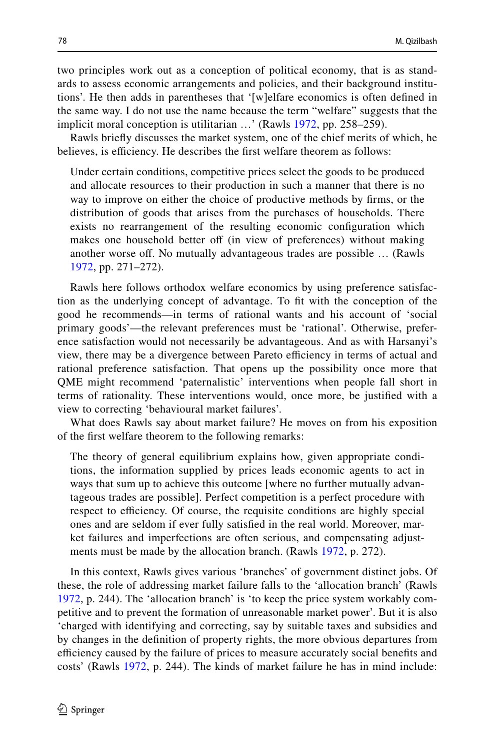two principles work out as a conception of political economy, that is as standards to assess economic arrangements and policies, and their background institutions'. He then adds in parentheses that '[w]elfare economics is often defined in the same way. I do not use the name because the term "welfare" suggests that the implicit moral conception is utilitarian …' (Rawls 1972, pp. 258–259).

Rawls briefly discusses the market system, one of the chief merits of which, he believes, is efficiency. He describes the first welfare theorem as follows:

> Under certain conditions, competitive prices select the goods to be produced and allocate resources to their production in such a manner that there is no way to improve on either the choice of productive methods by firms, or the distribution of goods that arises from the purchases of households. There exists no rearrangement of the resulting economic configuration which makes one household better off (in view of preferences) without making another worse off. No mutually advantageous trades are possible … (Rawls 1972, pp. 271–272).

Rawls here follows orthodox welfare economics by using preference satisfaction as the underlying concept of advantage. To fit with the conception of the good he recommends—in terms of rational wants and his account of 'social primary goods'—the relevant preferences must be 'rational'. Otherwise, preference satisfaction would not necessarily be advantageous. And as with Harsanyi's view, there may be a divergence between Pareto efficiency in terms of actual and rational preference satisfaction. That opens up the possibility once more that QME might recommend 'paternalistic' interventions when people fall short in terms of rationality. These interventions would, once more, be justified with a view to correcting 'behavioural market failures'.

What does Rawls say about market failure? He moves on from his exposition of the first welfare theorem to the following remarks:

> The theory of general equilibrium explains how, given appropriate conditions, the information supplied by prices leads economic agents to act in ways that sum up to achieve this outcome [where no further mutually advantageous trades are possible]. Perfect competition is a perfect procedure with respect to efficiency. Of course, the requisite conditions are highly special ones and are seldom if ever fully satisfied in the real world. Moreover, market failures and imperfections are often serious, and compensating adjustments must be made by the allocation branch. (Rawls 1972, p. 272).

In this context, Rawls gives various 'branches' of government distinct jobs. Of these, the role of addressing market failure falls to the 'allocation branch' (Rawls 1972, p. 244). The 'allocation branch' is 'to keep the price system workably competitive and to prevent the formation of unreasonable market power'. But it is also 'charged with identifying and correcting, say by suitable taxes and subsidies and by changes in the definition of property rights, the more obvious departures from efficiency caused by the failure of prices to measure accurately social benefits and costs' (Rawls 1972, p. 244). The kinds of market failure he has in mind include: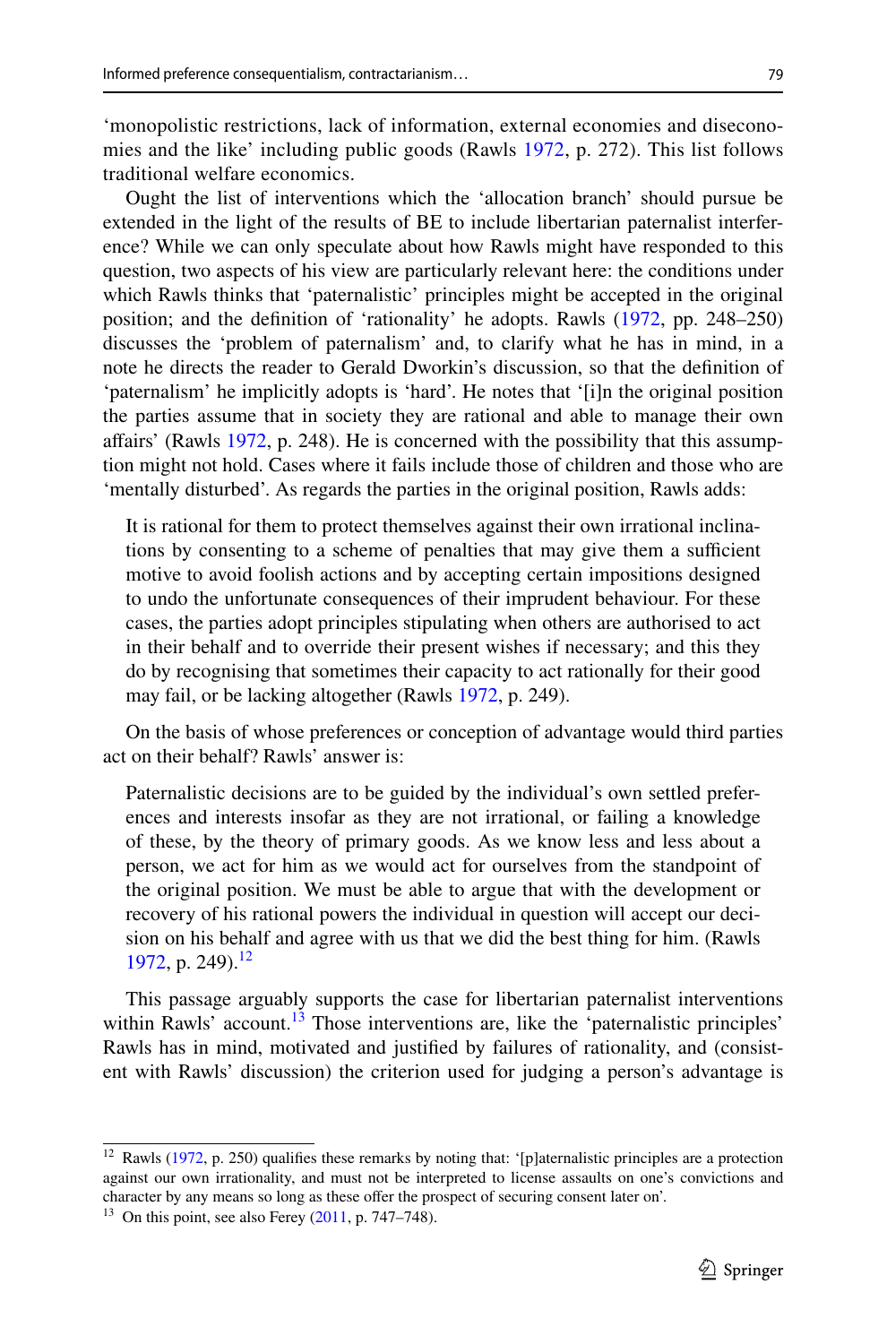'monopolistic restrictions, lack of information, external economies and diseconomies and the like' including public goods (Rawls 1972, p. 272). This list follows traditional welfare economics.

Ought the list of interventions which the 'allocation branch' should pursue be extended in the light of the results of BE to include libertarian paternalist interference? While we can only speculate about how Rawls might have responded to this question, two aspects of his view are particularly relevant here: the conditions under which Rawls thinks that 'paternalistic' principles might be accepted in the original position; and the definition of 'rationality' he adopts. Rawls (1972, pp. 248–250) discusses the 'problem of paternalism' and, to clarify what he has in mind, in a note he directs the reader to Gerald Dworkin's discussion, so that the definition of 'paternalism' he implicitly adopts is 'hard'. He notes that '[i]n the original position the parties assume that in society they are rational and able to manage their own affairs' (Rawls 1972, p. 248). He is concerned with the possibility that this assumption might not hold. Cases where it fails include those of children and those who are 'mentally disturbed'. As regards the parties in the original position, Rawls adds:

> It is rational for them to protect themselves against their own irrational inclinations by consenting to a scheme of penalties that may give them a sufficient motive to avoid foolish actions and by accepting certain impositions designed to undo the unfortunate consequences of their imprudent behaviour. For these cases, the parties adopt principles stipulating when others are authorised to act in their behalf and to override their present wishes if necessary; and this they do by recognising that sometimes their capacity to act rationally for their good may fail, or be lacking altogether (Rawls 1972, p. 249).

On the basis of whose preferences or conception of advantage would third parties act on their behalf? Rawls' answer is:

> Paternalistic decisions are to be guided by the individual's own settled preferences and interests insofar as they are not irrational, or failing a knowledge of these, by the theory of primary goods. As we know less and less about a person, we act for him as we would act for ourselves from the standpoint of the original position. We must be able to argue that with the development or recovery of his rational powers the individual in question will accept our decision on his behalf and agree with us that we did the best thing for him. (Rawls 1972, p. 249).[12]

This passage arguably supports the case for libertarian paternalist interventions within Rawls' account.[13] Those interventions are, like the 'paternalistic principles' Rawls has in mind, motivated and justified by failures of rationality, and (consistent with Rawls' discussion) the criterion used for judging a person's advantage is

---

[12] Rawls (1972, p. 250) qualifies these remarks by noting that: '[p]aternalistic principles are a protection against our own irrationality, and must not be interpreted to license assaults on one's convictions and character by any means so long as these offer the prospect of securing consent later on'.

[13] On this point, see also Ferey (2011, p. 747–748).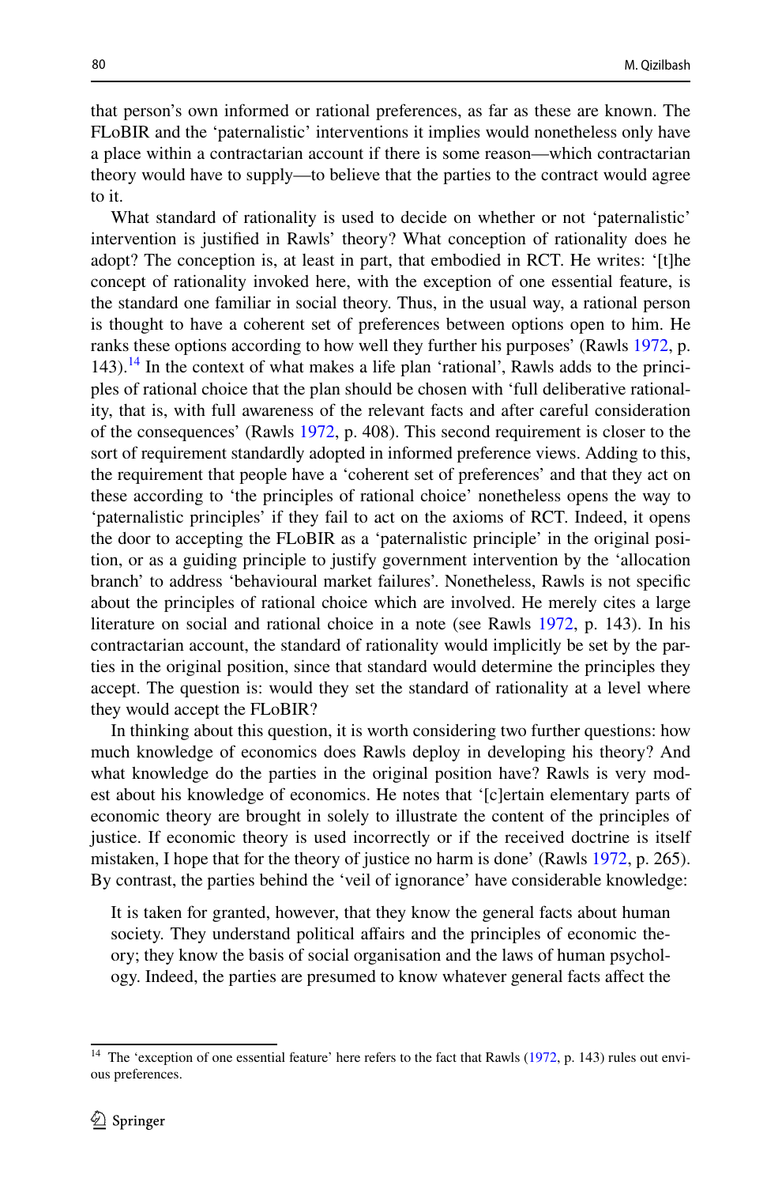that person's own informed or rational preferences, as far as these are known. The FLoBIR and the 'paternalistic' interventions it implies would nonetheless only have a place within a contractarian account if there is some reason—which contractarian theory would have to supply—to believe that the parties to the contract would agree to it.

What standard of rationality is used to decide on whether or not 'paternalistic' intervention is justified in Rawls' theory? What conception of rationality does he adopt? The conception is, at least in part, that embodied in RCT. He writes: '[t]he concept of rationality invoked here, with the exception of one essential feature, is the standard one familiar in social theory. Thus, in the usual way, a rational person is thought to have a coherent set of preferences between options open to him. He ranks these options according to how well they further his purposes' (Rawls 1972, p. 143).[14] In the context of what makes a life plan 'rational', Rawls adds to the principles of rational choice that the plan should be chosen with 'full deliberative rationality, that is, with full awareness of the relevant facts and after careful consideration of the consequences' (Rawls 1972, p. 408). This second requirement is closer to the sort of requirement standardly adopted in informed preference views. Adding to this, the requirement that people have a 'coherent set of preferences' and that they act on these according to 'the principles of rational choice' nonetheless opens the way to 'paternalistic principles' if they fail to act on the axioms of RCT. Indeed, it opens the door to accepting the FLoBIR as a 'paternalistic principle' in the original position, or as a guiding principle to justify government intervention by the 'allocation branch' to address 'behavioural market failures'. Nonetheless, Rawls is not specific about the principles of rational choice which are involved. He merely cites a large literature on social and rational choice in a note (see Rawls 1972, p. 143). In his contractarian account, the standard of rationality would implicitly be set by the parties in the original position, since that standard would determine the principles they accept. The question is: would they set the standard of rationality at a level where they would accept the FLoBIR?

In thinking about this question, it is worth considering two further questions: how much knowledge of economics does Rawls deploy in developing his theory? And what knowledge do the parties in the original position have? Rawls is very modest about his knowledge of economics. He notes that '[c]ertain elementary parts of economic theory are brought in solely to illustrate the content of the principles of justice. If economic theory is used incorrectly or if the received doctrine is itself mistaken, I hope that for the theory of justice no harm is done' (Rawls 1972, p. 265). By contrast, the parties behind the 'veil of ignorance' have considerable knowledge:

> It is taken for granted, however, that they know the general facts about human society. They understand political affairs and the principles of economic theory; they know the basis of social organisation and the laws of human psychology. Indeed, the parties are presumed to know whatever general facts affect the

[14] The 'exception of one essential feature' here refers to the fact that Rawls (1972, p. 143) rules out envious preferences.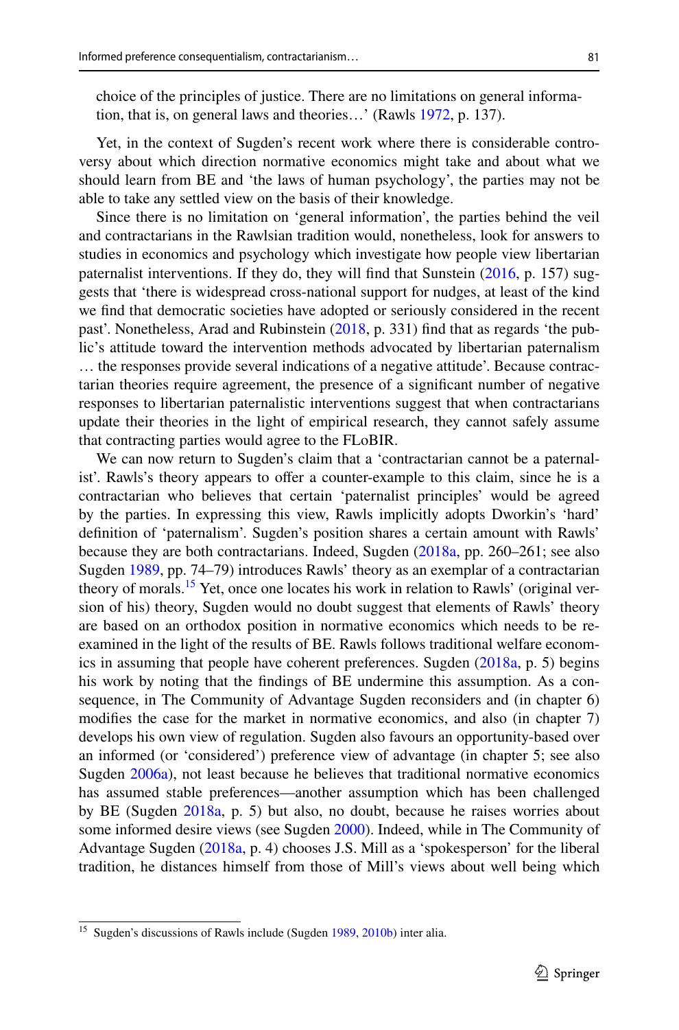choice of the principles of justice. There are no limitations on general information, that is, on general laws and theories…' (Rawls 1972, p. 137).

Yet, in the context of Sugden's recent work where there is considerable controversy about which direction normative economics might take and about what we should learn from BE and 'the laws of human psychology', the parties may not be able to take any settled view on the basis of their knowledge.

Since there is no limitation on 'general information', the parties behind the veil and contractarians in the Rawlsian tradition would, nonetheless, look for answers to studies in economics and psychology which investigate how people view libertarian paternalist interventions. If they do, they will find that Sunstein (2016, p. 157) suggests that 'there is widespread cross-national support for nudges, at least of the kind we find that democratic societies have adopted or seriously considered in the recent past'. Nonetheless, Arad and Rubinstein (2018, p. 331) find that as regards 'the public's attitude toward the intervention methods advocated by libertarian paternalism … the responses provide several indications of a negative attitude'. Because contractarian theories require agreement, the presence of a significant number of negative responses to libertarian paternalistic interventions suggest that when contractarians update their theories in the light of empirical research, they cannot safely assume that contracting parties would agree to the FLoBIR.

We can now return to Sugden's claim that a 'contractarian cannot be a paternalist'. Rawls's theory appears to offer a counter-example to this claim, since he is a contractarian who believes that certain 'paternalist principles' would be agreed by the parties. In expressing this view, Rawls implicitly adopts Dworkin's 'hard' definition of 'paternalism'. Sugden's position shares a certain amount with Rawls' because they are both contractarians. Indeed, Sugden (2018a, pp. 260–261; see also Sugden 1989, pp. 74–79) introduces Rawls' theory as an exemplar of a contractarian theory of morals.[15] Yet, once one locates his work in relation to Rawls' (original version of his) theory, Sugden would no doubt suggest that elements of Rawls' theory are based on an orthodox position in normative economics which needs to be re-examined in the light of the results of BE. Rawls follows traditional welfare economics in assuming that people have coherent preferences. Sugden (2018a, p. 5) begins his work by noting that the findings of BE undermine this assumption. As a consequence, in The Community of Advantage Sugden reconsiders and (in chapter 6) modifies the case for the market in normative economics, and also (in chapter 7) develops his own view of regulation. Sugden also favours an opportunity-based over an informed (or 'considered') preference view of advantage (in chapter 5; see also Sugden 2006a), not least because he believes that traditional normative economics has assumed stable preferences—another assumption which has been challenged by BE (Sugden 2018a, p. 5) but also, no doubt, because he raises worries about some informed desire views (see Sugden 2000). Indeed, while in The Community of Advantage Sugden (2018a, p. 4) chooses J.S. Mill as a 'spokesperson' for the liberal tradition, he distances himself from those of Mill's views about well being which

[15] Sugden's discussions of Rawls include (Sugden 1989, 2010b) inter alia.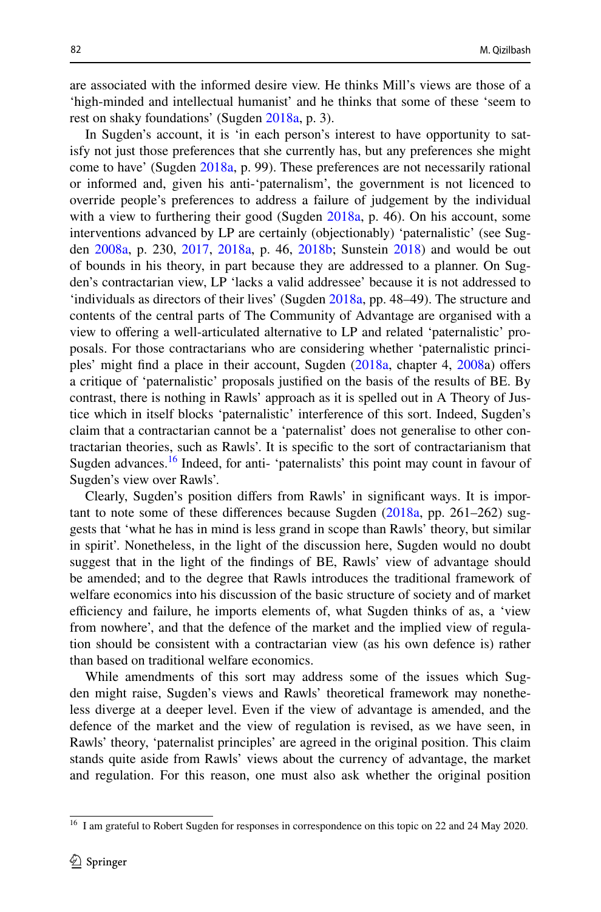are associated with the informed desire view. He thinks Mill's views are those of a 'high-minded and intellectual humanist' and he thinks that some of these 'seem to rest on shaky foundations' (Sugden 2018a, p. 3).

In Sugden's account, it is 'in each person's interest to have opportunity to satisfy not just those preferences that she currently has, but any preferences she might come to have' (Sugden 2018a, p. 99). These preferences are not necessarily rational or informed and, given his anti-'paternalism', the government is not licenced to override people's preferences to address a failure of judgement by the individual with a view to furthering their good (Sugden 2018a, p. 46). On his account, some interventions advanced by LP are certainly (objectionably) 'paternalistic' (see Sugden 2008a, p. 230, 2017, 2018a, p. 46, 2018b; Sunstein 2018) and would be out of bounds in his theory, in part because they are addressed to a planner. On Sugden's contractarian view, LP 'lacks a valid addressee' because it is not addressed to 'individuals as directors of their lives' (Sugden 2018a, pp. 48–49). The structure and contents of the central parts of The Community of Advantage are organised with a view to offering a well-articulated alternative to LP and related 'paternalistic' proposals. For those contractarians who are considering whether 'paternalistic principles' might find a place in their account, Sugden (2018a, chapter 4, 2008a) offers a critique of 'paternalistic' proposals justified on the basis of the results of BE. By contrast, there is nothing in Rawls' approach as it is spelled out in A Theory of Justice which in itself blocks 'paternalistic' interference of this sort. Indeed, Sugden's claim that a contractarian cannot be a 'paternalist' does not generalise to other contractarian theories, such as Rawls'. It is specific to the sort of contractarianism that Sugden advances.[16] Indeed, for anti- 'paternalists' this point may count in favour of Sugden's view over Rawls'.

Clearly, Sugden's position differs from Rawls' in significant ways. It is important to note some of these differences because Sugden (2018a, pp. 261–262) suggests that 'what he has in mind is less grand in scope than Rawls' theory, but similar in spirit'. Nonetheless, in the light of the discussion here, Sugden would no doubt suggest that in the light of the findings of BE, Rawls' view of advantage should be amended; and to the degree that Rawls introduces the traditional framework of welfare economics into his discussion of the basic structure of society and of market efficiency and failure, he imports elements of, what Sugden thinks of as, a 'view from nowhere', and that the defence of the market and the implied view of regulation should be consistent with a contractarian view (as his own defence is) rather than based on traditional welfare economics.

While amendments of this sort may address some of the issues which Sugden might raise, Sugden's views and Rawls' theoretical framework may nonetheless diverge at a deeper level. Even if the view of advantage is amended, and the defence of the market and the view of regulation is revised, as we have seen, in Rawls' theory, 'paternalist principles' are agreed in the original position. This claim stands quite aside from Rawls' views about the currency of advantage, the market and regulation. For this reason, one must also ask whether the original position

---

[16] I am grateful to Robert Sugden for responses in correspondence on this topic on 22 and 24 May 2020.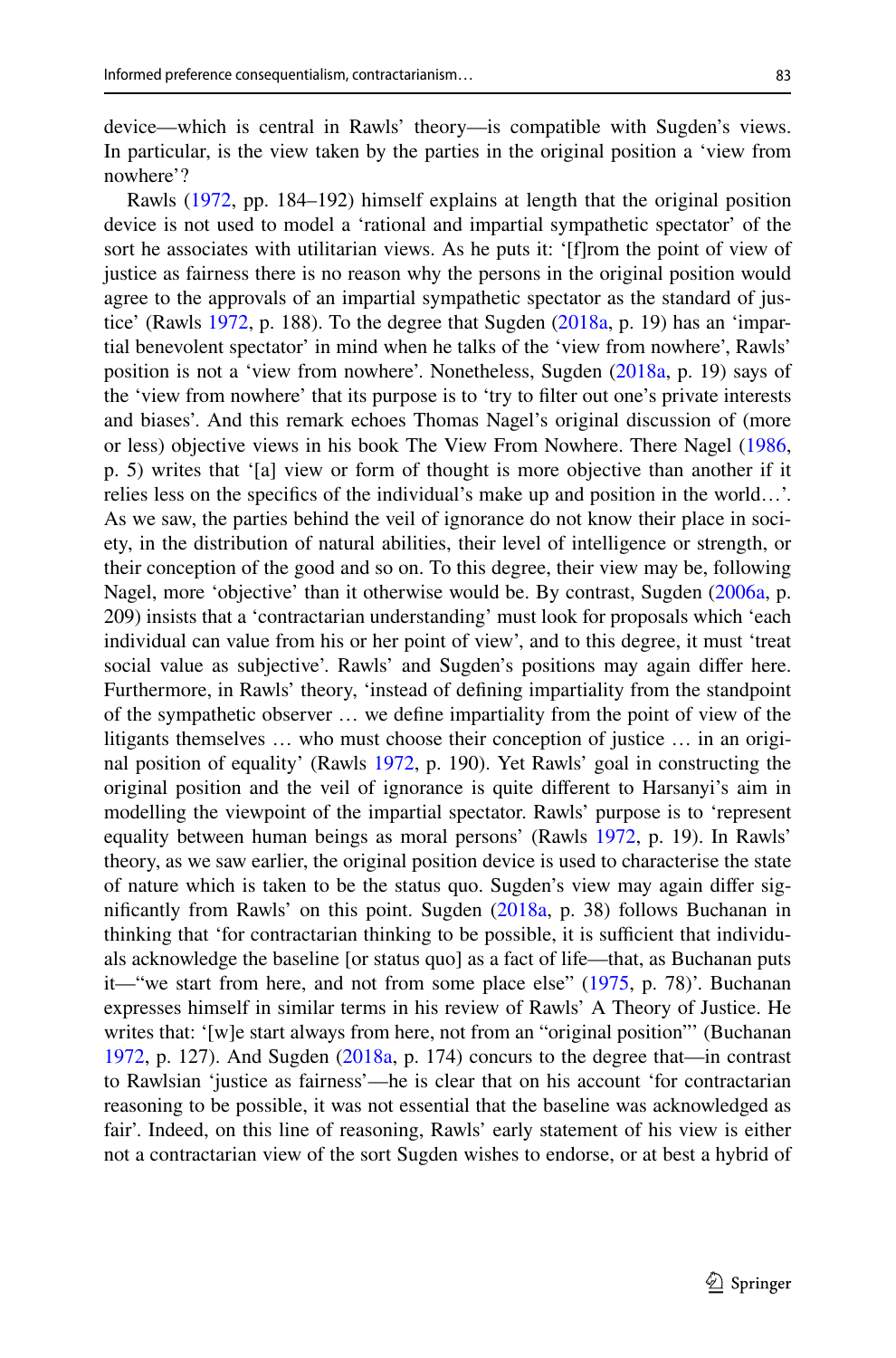device—which is central in Rawls' theory—is compatible with Sugden's views. In particular, is the view taken by the parties in the original position a 'view from nowhere'?

Rawls (1972, pp. 184–192) himself explains at length that the original position device is not used to model a 'rational and impartial sympathetic spectator' of the sort he associates with utilitarian views. As he puts it: '[f]rom the point of view of justice as fairness there is no reason why the persons in the original position would agree to the approvals of an impartial sympathetic spectator as the standard of justice' (Rawls 1972, p. 188). To the degree that Sugden (2018a, p. 19) has an 'impartial benevolent spectator' in mind when he talks of the 'view from nowhere', Rawls' position is not a 'view from nowhere'. Nonetheless, Sugden (2018a, p. 19) says of the 'view from nowhere' that its purpose is to 'try to filter out one's private interests and biases'. And this remark echoes Thomas Nagel's original discussion of (more or less) objective views in his book The View From Nowhere. There Nagel (1986, p. 5) writes that '[a] view or form of thought is more objective than another if it relies less on the specifics of the individual's make up and position in the world…'. As we saw, the parties behind the veil of ignorance do not know their place in society, in the distribution of natural abilities, their level of intelligence or strength, or their conception of the good and so on. To this degree, their view may be, following Nagel, more 'objective' than it otherwise would be. By contrast, Sugden (2006a, p. 209) insists that a 'contractarian understanding' must look for proposals which 'each individual can value from his or her point of view', and to this degree, it must 'treat social value as subjective'. Rawls' and Sugden's positions may again differ here. Furthermore, in Rawls' theory, 'instead of defining impartiality from the standpoint of the sympathetic observer … we define impartiality from the point of view of the litigants themselves … who must choose their conception of justice … in an original position of equality' (Rawls 1972, p. 190). Yet Rawls' goal in constructing the original position and the veil of ignorance is quite different to Harsanyi's aim in modelling the viewpoint of the impartial spectator. Rawls' purpose is to 'represent equality between human beings as moral persons' (Rawls 1972, p. 19). In Rawls' theory, as we saw earlier, the original position device is used to characterise the state of nature which is taken to be the status quo. Sugden's view may again differ significantly from Rawls' on this point. Sugden (2018a, p. 38) follows Buchanan in thinking that 'for contractarian thinking to be possible, it is sufficient that individuals acknowledge the baseline [or status quo] as a fact of life—that, as Buchanan puts it—"we start from here, and not from some place else" (1975, p. 78)'. Buchanan expresses himself in similar terms in his review of Rawls' A Theory of Justice. He writes that: '[w]e start always from here, not from an "original position"' (Buchanan 1972, p. 127). And Sugden (2018a, p. 174) concurs to the degree that—in contrast to Rawlsian 'justice as fairness'—he is clear that on his account 'for contractarian reasoning to be possible, it was not essential that the baseline was acknowledged as fair'. Indeed, on this line of reasoning, Rawls' early statement of his view is either not a contractarian view of the sort Sugden wishes to endorse, or at best a hybrid of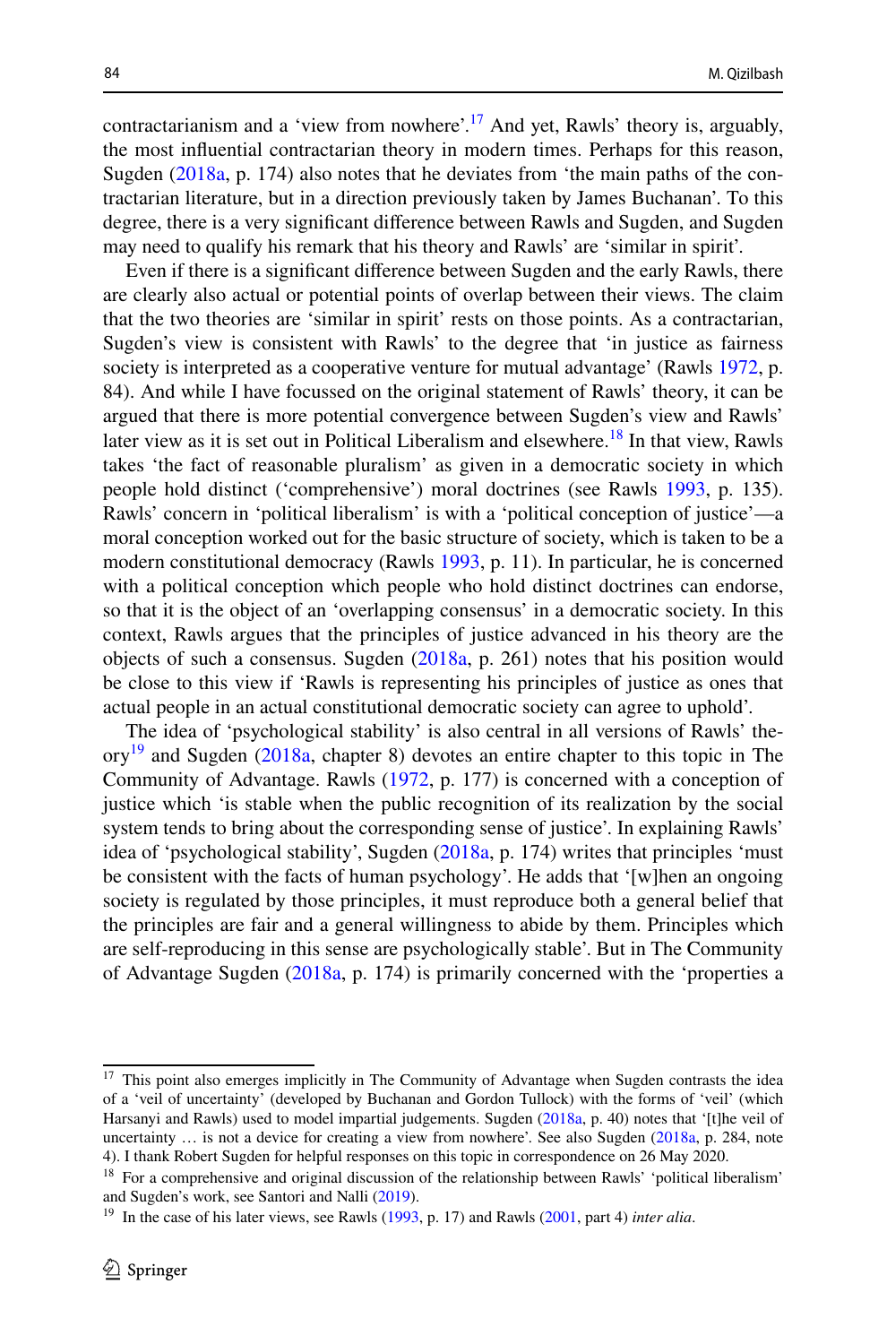contractarianism and a 'view from nowhere'.[17] And yet, Rawls' theory is, arguably, the most influential contractarian theory in modern times. Perhaps for this reason, Sugden (2018a, p. 174) also notes that he deviates from 'the main paths of the contractarian literature, but in a direction previously taken by James Buchanan'. To this degree, there is a very significant difference between Rawls and Sugden, and Sugden may need to qualify his remark that his theory and Rawls' are 'similar in spirit'.

Even if there is a significant difference between Sugden and the early Rawls, there are clearly also actual or potential points of overlap between their views. The claim that the two theories are 'similar in spirit' rests on those points. As a contractarian, Sugden's view is consistent with Rawls' to the degree that 'in justice as fairness society is interpreted as a cooperative venture for mutual advantage' (Rawls 1972, p. 84). And while I have focussed on the original statement of Rawls' theory, it can be argued that there is more potential convergence between Sugden's view and Rawls' later view as it is set out in Political Liberalism and elsewhere.[18] In that view, Rawls takes 'the fact of reasonable pluralism' as given in a democratic society in which people hold distinct ('comprehensive') moral doctrines (see Rawls 1993, p. 135). Rawls' concern in 'political liberalism' is with a 'political conception of justice'—a moral conception worked out for the basic structure of society, which is taken to be a modern constitutional democracy (Rawls 1993, p. 11). In particular, he is concerned with a political conception which people who hold distinct doctrines can endorse, so that it is the object of an 'overlapping consensus' in a democratic society. In this context, Rawls argues that the principles of justice advanced in his theory are the objects of such a consensus. Sugden (2018a, p. 261) notes that his position would be close to this view if 'Rawls is representing his principles of justice as ones that actual people in an actual constitutional democratic society can agree to uphold'.

The idea of 'psychological stability' is also central in all versions of Rawls' theory[19] and Sugden (2018a, chapter 8) devotes an entire chapter to this topic in The Community of Advantage. Rawls (1972, p. 177) is concerned with a conception of justice which 'is stable when the public recognition of its realization by the social system tends to bring about the corresponding sense of justice'. In explaining Rawls' idea of 'psychological stability', Sugden (2018a, p. 174) writes that principles 'must be consistent with the facts of human psychology'. He adds that '[w]hen an ongoing society is regulated by those principles, it must reproduce both a general belief that the principles are fair and a general willingness to abide by them. Principles which are self-reproducing in this sense are psychologically stable'. But in The Community of Advantage Sugden (2018a, p. 174) is primarily concerned with the 'properties a

---

[17] This point also emerges implicitly in The Community of Advantage when Sugden contrasts the idea of a 'veil of uncertainty' (developed by Buchanan and Gordon Tullock) with the forms of 'veil' (which Harsanyi and Rawls) used to model impartial judgements. Sugden (2018a, p. 40) notes that '[t]he veil of uncertainty … is not a device for creating a view from nowhere'. See also Sugden (2018a, p. 284, note 4). I thank Robert Sugden for helpful responses on this topic in correspondence on 26 May 2020.

[18] For a comprehensive and original discussion of the relationship between Rawls' 'political liberalism' and Sugden's work, see Santori and Nalli (2019).

[19] In the case of his later views, see Rawls (1993, p. 17) and Rawls (2001, part 4) *inter alia*.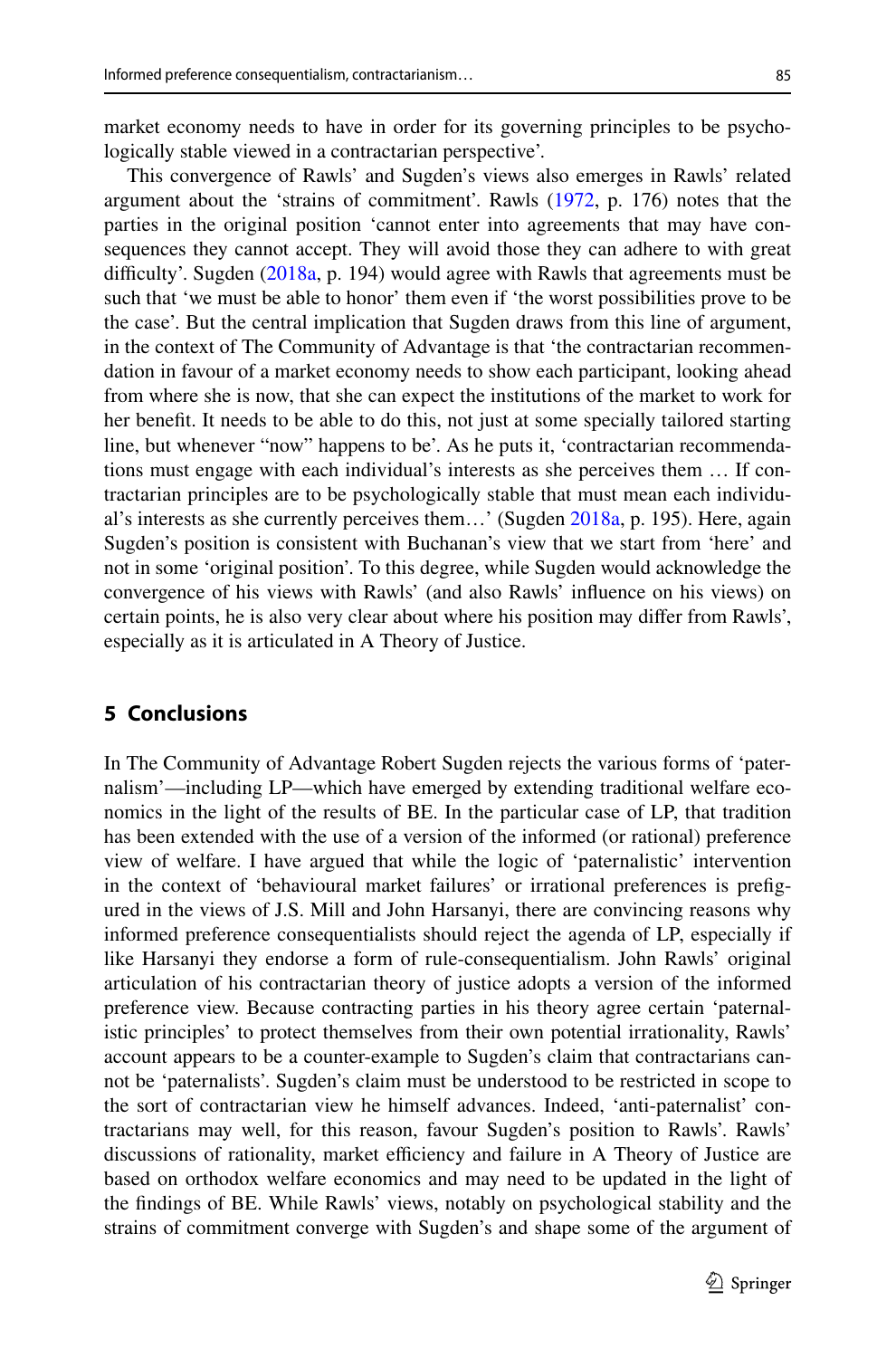market economy needs to have in order for its governing principles to be psychologically stable viewed in a contractarian perspective'.

This convergence of Rawls' and Sugden's views also emerges in Rawls' related argument about the 'strains of commitment'. Rawls (1972, p. 176) notes that the parties in the original position 'cannot enter into agreements that may have consequences they cannot accept. They will avoid those they can adhere to with great difficulty'. Sugden (2018a, p. 194) would agree with Rawls that agreements must be such that 'we must be able to honor' them even if 'the worst possibilities prove to be the case'. But the central implication that Sugden draws from this line of argument, in the context of The Community of Advantage is that 'the contractarian recommendation in favour of a market economy needs to show each participant, looking ahead from where she is now, that she can expect the institutions of the market to work for her benefit. It needs to be able to do this, not just at some specially tailored starting line, but whenever "now" happens to be'. As he puts it, 'contractarian recommendations must engage with each individual's interests as she perceives them … If contractarian principles are to be psychologically stable that must mean each individual's interests as she currently perceives them…' (Sugden 2018a, p. 195). Here, again Sugden's position is consistent with Buchanan's view that we start from 'here' and not in some 'original position'. To this degree, while Sugden would acknowledge the convergence of his views with Rawls' (and also Rawls' influence on his views) on certain points, he is also very clear about where his position may differ from Rawls', especially as it is articulated in A Theory of Justice.

## 5 Conclusions

In The Community of Advantage Robert Sugden rejects the various forms of 'paternalism'—including LP—which have emerged by extending traditional welfare economics in the light of the results of BE. In the particular case of LP, that tradition has been extended with the use of a version of the informed (or rational) preference view of welfare. I have argued that while the logic of 'paternalistic' intervention in the context of 'behavioural market failures' or irrational preferences is prefigured in the views of J.S. Mill and John Harsanyi, there are convincing reasons why informed preference consequentialists should reject the agenda of LP, especially if like Harsanyi they endorse a form of rule-consequentialism. John Rawls' original articulation of his contractarian theory of justice adopts a version of the informed preference view. Because contracting parties in his theory agree certain 'paternalistic principles' to protect themselves from their own potential irrationality, Rawls' account appears to be a counter-example to Sugden's claim that contractarians cannot be 'paternalists'. Sugden's claim must be understood to be restricted in scope to the sort of contractarian view he himself advances. Indeed, 'anti-paternalist' contractarians may well, for this reason, favour Sugden's position to Rawls'. Rawls' discussions of rationality, market efficiency and failure in A Theory of Justice are based on orthodox welfare economics and may need to be updated in the light of the findings of BE. While Rawls' views, notably on psychological stability and the strains of commitment converge with Sugden's and shape some of the argument of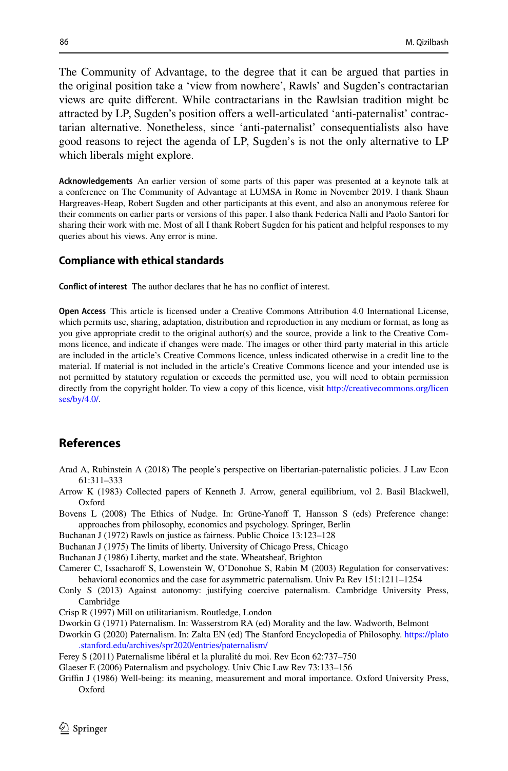The Community of Advantage, to the degree that it can be argued that parties in the original position take a 'view from nowhere', Rawls' and Sugden's contractarian views are quite different. While contractarians in the Rawlsian tradition might be attracted by LP, Sugden's position offers a well-articulated 'anti-paternalist' contractarian alternative. Nonetheless, since 'anti-paternalist' consequentialists also have good reasons to reject the agenda of LP, Sugden's is not the only alternative to LP which liberals might explore.

**Acknowledgements** An earlier version of some parts of this paper was presented at a keynote talk at a conference on The Community of Advantage at LUMSA in Rome in November 2019. I thank Shaun Hargreaves-Heap, Robert Sugden and other participants at this event, and also an anonymous referee for their comments on earlier parts or versions of this paper. I also thank Federica Nalli and Paolo Santori for sharing their work with me. Most of all I thank Robert Sugden for his patient and helpful responses to my queries about his views. Any error is mine.

### Compliance with ethical standards

**Conflict of interest** The author declares that he has no conflict of interest.

**Open Access** This article is licensed under a Creative Commons Attribution 4.0 International License, which permits use, sharing, adaptation, distribution and reproduction in any medium or format, as long as you give appropriate credit to the original author(s) and the source, provide a link to the Creative Commons licence, and indicate if changes were made. The images or other third party material in this article are included in the article's Creative Commons licence, unless indicated otherwise in a credit line to the material. If material is not included in the article's Creative Commons licence and your intended use is not permitted by statutory regulation or exceeds the permitted use, you will need to obtain permission directly from the copyright holder. To view a copy of this licence, visit http://creativecommons.org/licenses/by/4.0/.

## References

Arad A, Rubinstein A (2018) The people's perspective on libertarian-paternalistic policies. J Law Econ 61:311–333

Arrow K (1983) Collected papers of Kenneth J. Arrow, general equilibrium, vol 2. Basil Blackwell, Oxford

Bovens L (2008) The Ethics of Nudge. In: Grüne-Yanoff T, Hansson S (eds) Preference change: approaches from philosophy, economics and psychology. Springer, Berlin

Buchanan J (1972) Rawls on justice as fairness. Public Choice 13:123–128

Buchanan J (1975) The limits of liberty. University of Chicago Press, Chicago

Buchanan J (1986) Liberty, market and the state. Wheatsheaf, Brighton

Camerer C, Issacharoff S, Lowenstein W, O'Donohue S, Rabin M (2003) Regulation for conservatives: behavioral economics and the case for asymmetric paternalism. Univ Pa Rev 151:1211–1254

Conly S (2013) Against autonomy: justifying coercive paternalism. Cambridge University Press, Cambridge

Crisp R (1997) Mill on utilitarianism. Routledge, London

Dworkin G (1971) Paternalism. In: Wasserstrom RA (ed) Morality and the law. Wadworth, Belmont

Dworkin G (2020) Paternalism. In: Zalta EN (ed) The Stanford Encyclopedia of Philosophy. https://plato.stanford.edu/archives/spr2020/entries/paternalism/

Ferey S (2011) Paternalisme libéral et la pluralité du moi. Rev Econ 62:737–750

Glaeser E (2006) Paternalism and psychology. Univ Chic Law Rev 73:133–156

Griffin J (1986) Well-being: its meaning, measurement and moral importance. Oxford University Press, Oxford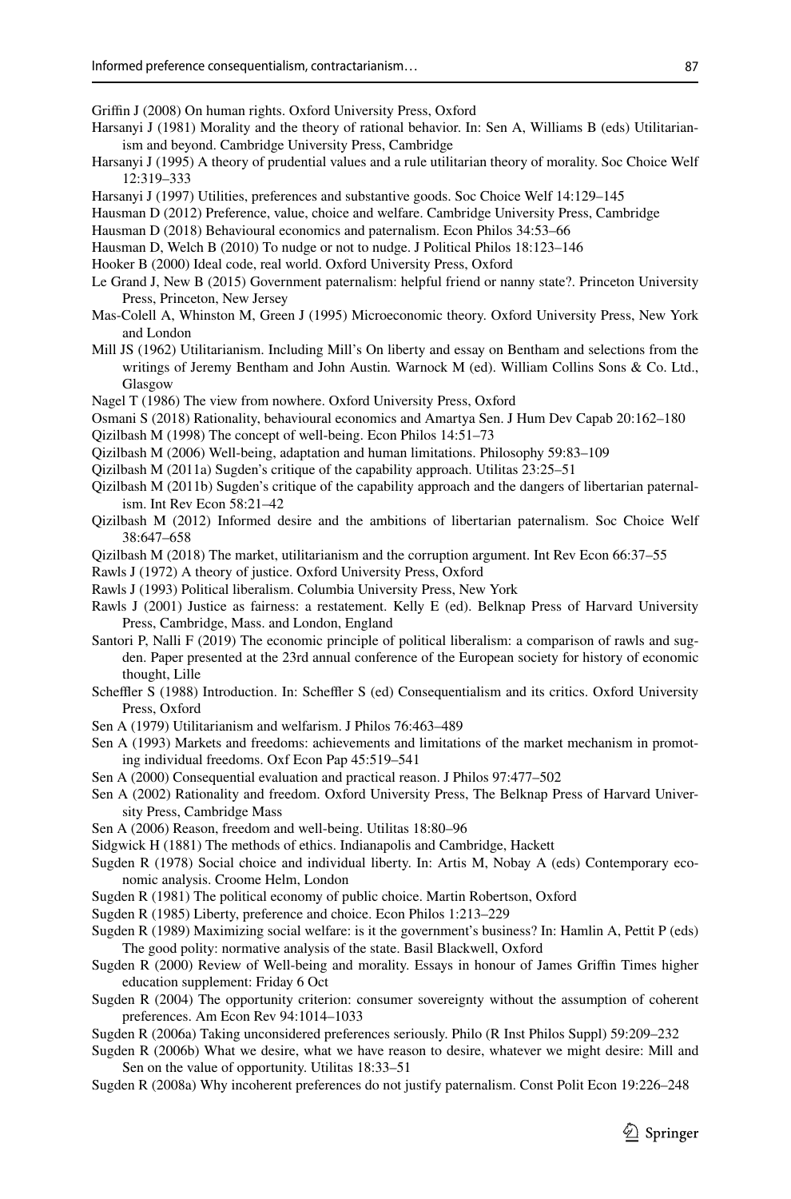Griffin J (2008) On human rights. Oxford University Press, Oxford

Harsanyi J (1981) Morality and the theory of rational behavior. In: Sen A, Williams B (eds) Utilitarianism and beyond. Cambridge University Press, Cambridge

Harsanyi J (1995) A theory of prudential values and a rule utilitarian theory of morality. Soc Choice Welf 12:319–333

Harsanyi J (1997) Utilities, preferences and substantive goods. Soc Choice Welf 14:129–145

Hausman D (2012) Preference, value, choice and welfare. Cambridge University Press, Cambridge

Hausman D (2018) Behavioural economics and paternalism. Econ Philos 34:53–66

Hausman D, Welch B (2010) To nudge or not to nudge. J Political Philos 18:123–146

Hooker B (2000) Ideal code, real world. Oxford University Press, Oxford

Le Grand J, New B (2015) Government paternalism: helpful friend or nanny state?. Princeton University Press, Princeton, New Jersey

Mas-Colell A, Whinston M, Green J (1995) Microeconomic theory. Oxford University Press, New York and London

Mill JS (1962) Utilitarianism. Including Mill's On liberty and essay on Bentham and selections from the writings of Jeremy Bentham and John Austin*.* Warnock M (ed). William Collins Sons & Co. Ltd., Glasgow

Nagel T (1986) The view from nowhere. Oxford University Press, Oxford

Osmani S (2018) Rationality, behavioural economics and Amartya Sen. J Hum Dev Capab 20:162–180

Qizilbash M (1998) The concept of well-being. Econ Philos 14:51–73

Qizilbash M (2006) Well-being, adaptation and human limitations. Philosophy 59:83–109

Qizilbash M (2011a) Sugden's critique of the capability approach. Utilitas 23:25–51

Qizilbash M (2011b) Sugden's critique of the capability approach and the dangers of libertarian paternalism. Int Rev Econ 58:21–42

Qizilbash M (2012) Informed desire and the ambitions of libertarian paternalism. Soc Choice Welf 38:647–658

Qizilbash M (2018) The market, utilitarianism and the corruption argument. Int Rev Econ 66:37–55

Rawls J (1972) A theory of justice. Oxford University Press, Oxford

Rawls J (1993) Political liberalism. Columbia University Press, New York

Rawls J (2001) Justice as fairness: a restatement. Kelly E (ed). Belknap Press of Harvard University Press, Cambridge, Mass. and London, England

Santori P, Nalli F (2019) The economic principle of political liberalism: a comparison of rawls and sugden. Paper presented at the 23rd annual conference of the European society for history of economic thought, Lille

Scheffler S (1988) Introduction. In: Scheffler S (ed) Consequentialism and its critics. Oxford University Press, Oxford

Sen A (1979) Utilitarianism and welfarism. J Philos 76:463–489

Sen A (1993) Markets and freedoms: achievements and limitations of the market mechanism in promoting individual freedoms. Oxf Econ Pap 45:519–541

Sen A (2000) Consequential evaluation and practical reason. J Philos 97:477–502

Sen A (2002) Rationality and freedom. Oxford University Press, The Belknap Press of Harvard University Press, Cambridge Mass

Sen A (2006) Reason, freedom and well-being. Utilitas 18:80–96

Sidgwick H (1881) The methods of ethics. Indianapolis and Cambridge, Hackett

Sugden R (1978) Social choice and individual liberty. In: Artis M, Nobay A (eds) Contemporary economic analysis. Croome Helm, London

Sugden R (1981) The political economy of public choice. Martin Robertson, Oxford

Sugden R (1985) Liberty, preference and choice. Econ Philos 1:213–229

Sugden R (1989) Maximizing social welfare: is it the government's business? In: Hamlin A, Pettit P (eds) The good polity: normative analysis of the state. Basil Blackwell, Oxford

Sugden R (2000) Review of Well-being and morality. Essays in honour of James Griffin Times higher education supplement: Friday 6 Oct

Sugden R (2004) The opportunity criterion: consumer sovereignty without the assumption of coherent preferences. Am Econ Rev 94:1014–1033

Sugden R (2006a) Taking unconsidered preferences seriously. Philo (R Inst Philos Suppl) 59:209–232

Sugden R (2006b) What we desire, what we have reason to desire, whatever we might desire: Mill and Sen on the value of opportunity. Utilitas 18:33–51

Sugden R (2008a) Why incoherent preferences do not justify paternalism. Const Polit Econ 19:226–248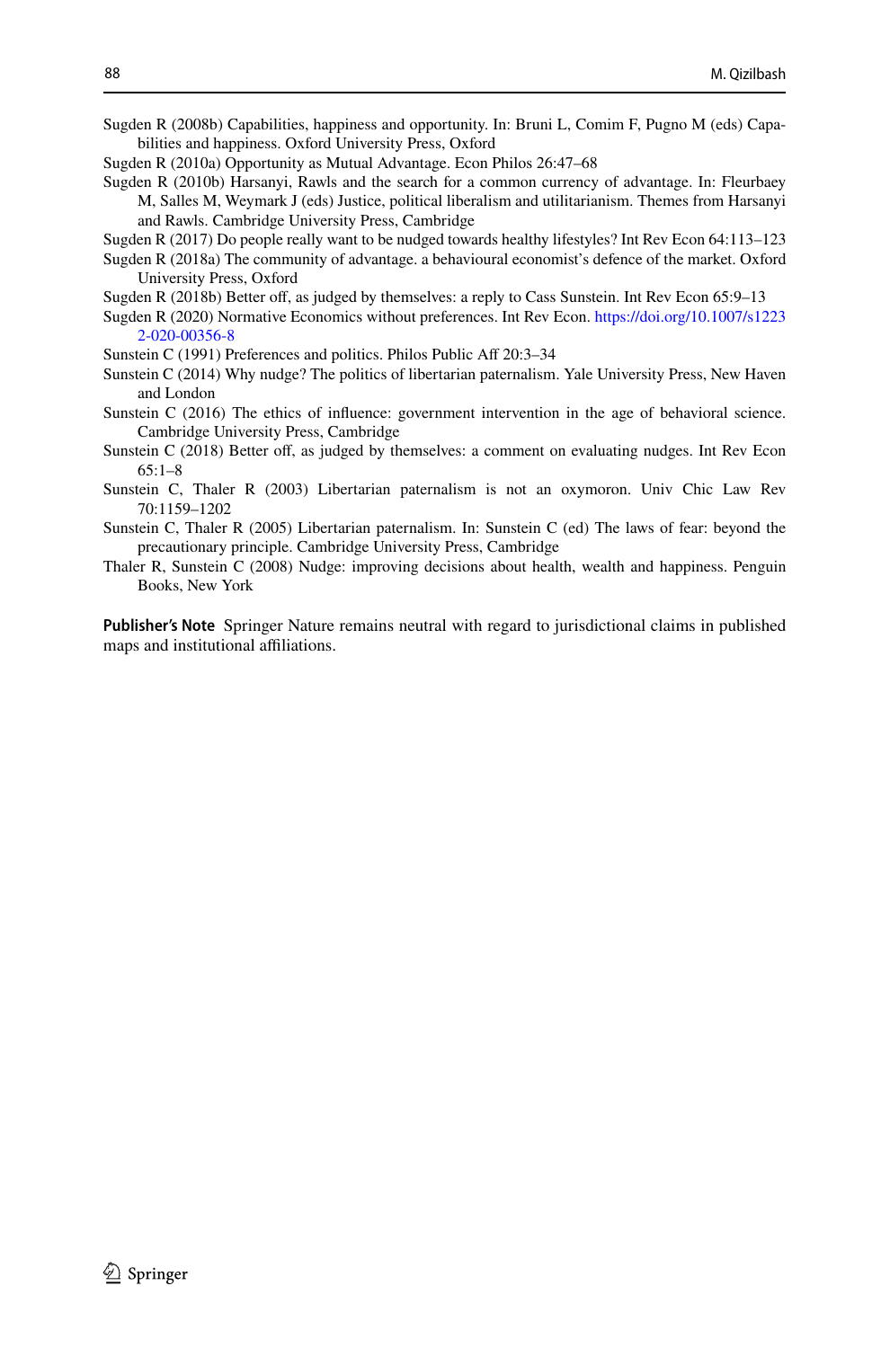Sugden R (2008b) Capabilities, happiness and opportunity. In: Bruni L, Comim F, Pugno M (eds) Capabilities and happiness. Oxford University Press, Oxford

Sugden R (2010a) Opportunity as Mutual Advantage. Econ Philos 26:47–68

Sugden R (2010b) Harsanyi, Rawls and the search for a common currency of advantage. In: Fleurbaey M, Salles M, Weymark J (eds) Justice, political liberalism and utilitarianism. Themes from Harsanyi and Rawls. Cambridge University Press, Cambridge

Sugden R (2017) Do people really want to be nudged towards healthy lifestyles? Int Rev Econ 64:113–123

Sugden R (2018a) The community of advantage. a behavioural economist's defence of the market. Oxford University Press, Oxford

Sugden R (2018b) Better off, as judged by themselves: a reply to Cass Sunstein. Int Rev Econ 65:9–13

Sugden R (2020) Normative Economics without preferences. Int Rev Econ. https://doi.org/10.1007/s12232-020-00356-8

Sunstein C (1991) Preferences and politics. Philos Public Aff 20:3–34

Sunstein C (2014) Why nudge? The politics of libertarian paternalism. Yale University Press, New Haven and London

Sunstein C (2016) The ethics of influence: government intervention in the age of behavioral science. Cambridge University Press, Cambridge

Sunstein C (2018) Better off, as judged by themselves: a comment on evaluating nudges. Int Rev Econ 65:1–8

Sunstein C, Thaler R (2003) Libertarian paternalism is not an oxymoron. Univ Chic Law Rev 70:1159–1202

Sunstein C, Thaler R (2005) Libertarian paternalism. In: Sunstein C (ed) The laws of fear: beyond the precautionary principle. Cambridge University Press, Cambridge

Thaler R, Sunstein C (2008) Nudge: improving decisions about health, wealth and happiness. Penguin Books, New York

**Publisher's Note** Springer Nature remains neutral with regard to jurisdictional claims in published maps and institutional affiliations.